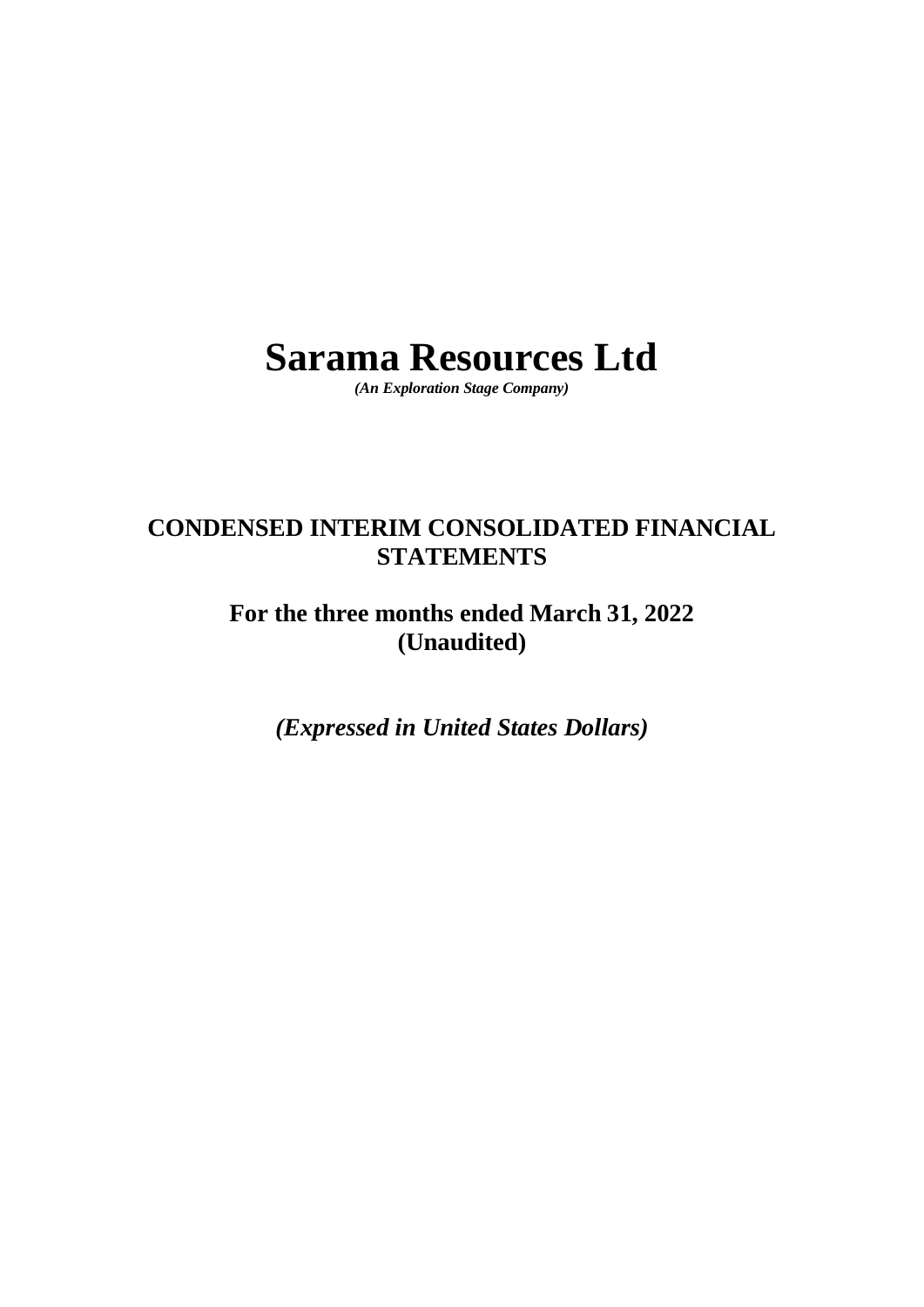# Sarama Resources Ltd

***(An Exploration Stage Company)***

## CONDENSED INTERIM CONSOLIDATED FINANCIAL STATEMENTS

### For the three months ended March 31, 2022 (Unaudited)

***(Expressed in United States Dollars)***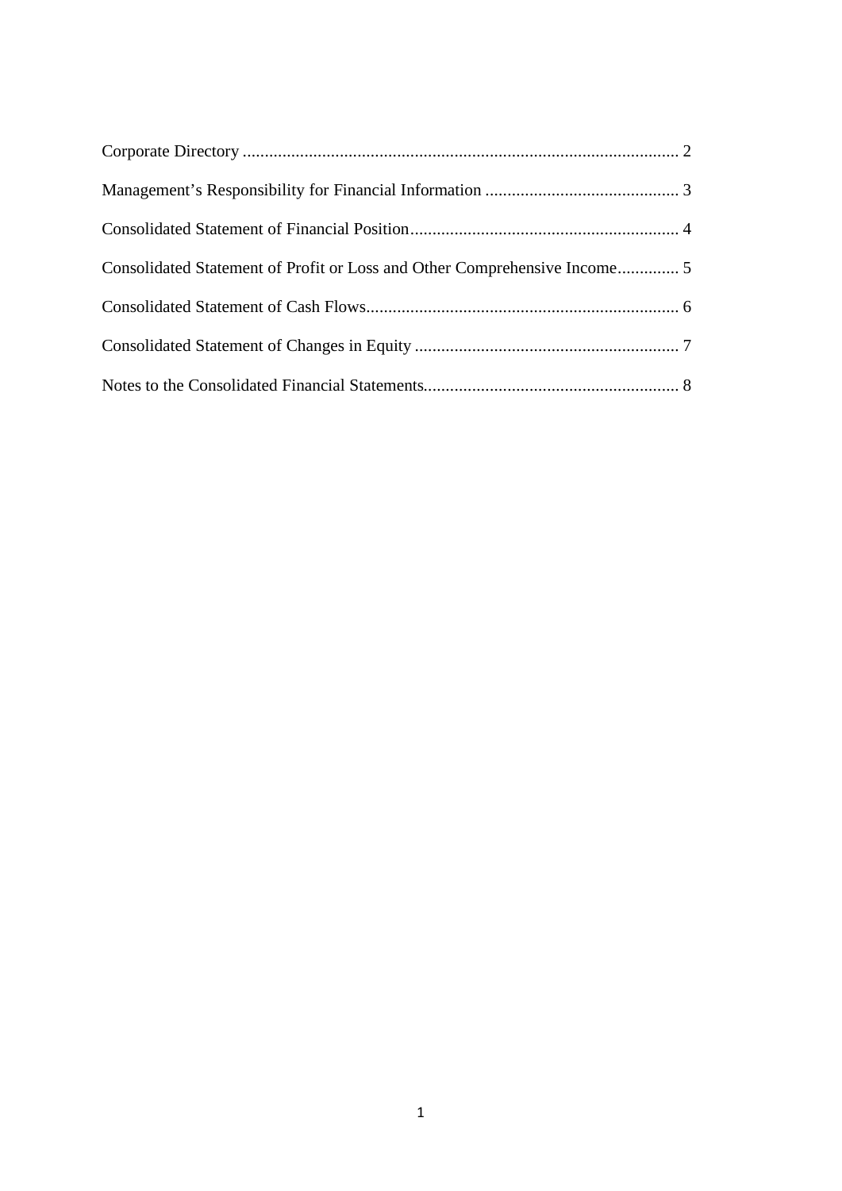Corporate Directory .................................................................................................. 2

Management's Responsibility for Financial Information ............................................ 3

Consolidated Statement of Financial Position............................................................. 4

Consolidated Statement of Profit or Loss and Other Comprehensive Income............. 5

Consolidated Statement of Cash Flows....................................................................... 6

Consolidated Statement of Changes in Equity ............................................................ 7

Notes to the Consolidated Financial Statements.......................................................... 8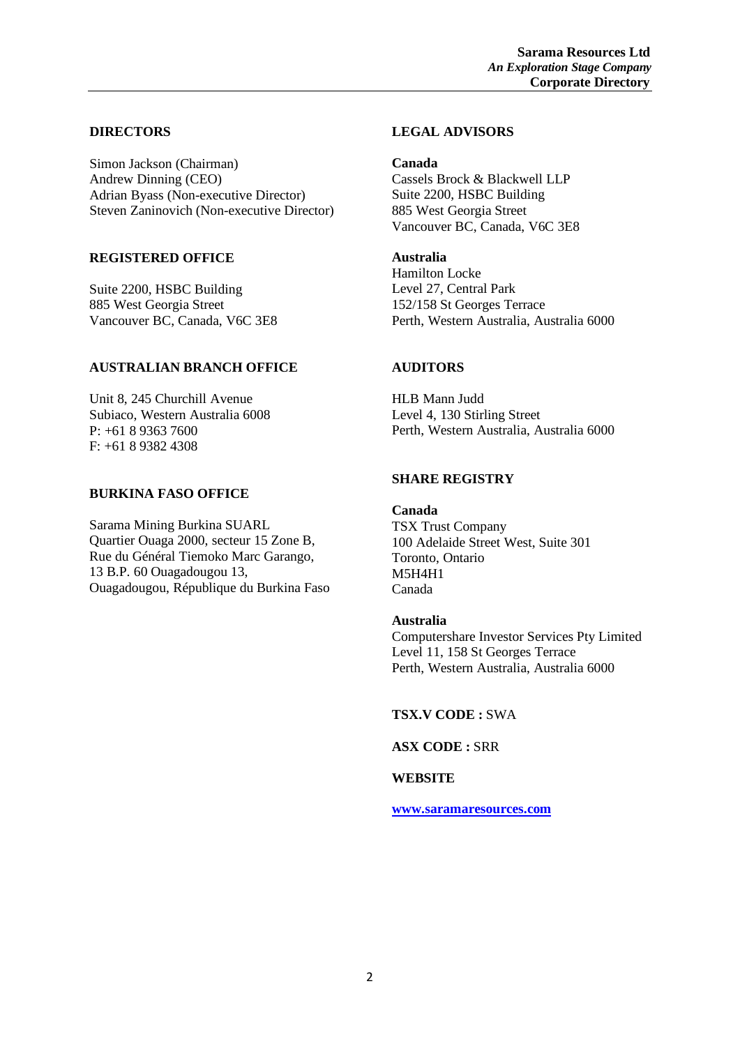# Corporate Directory

## DIRECTORS

Simon Jackson (Chairman)
Andrew Dinning (CEO)
Adrian Byass (Non-executive Director)
Steven Zaninovich (Non-executive Director)

## REGISTERED OFFICE

Suite 2200, HSBC Building
885 West Georgia Street
Vancouver BC, Canada, V6C 3E8

## AUSTRALIAN BRANCH OFFICE

Unit 8, 245 Churchill Avenue
Subiaco, Western Australia 6008
P: +61 8 9363 7600
F: +61 8 9382 4308

## BURKINA FASO OFFICE

Sarama Mining Burkina SUARL
Quartier Ouaga 2000, secteur 15 Zone B,
Rue du Général Tiemoko Marc Garango,
13 B.P. 60 Ouagadougou 13,
Ouagadougou, République du Burkina Faso

## LEGAL ADVISORS

**Canada**
Cassels Brock & Blackwell LLP
Suite 2200, HSBC Building
885 West Georgia Street
Vancouver BC, Canada, V6C 3E8

**Australia**
Hamilton Locke
Level 27, Central Park
152/158 St Georges Terrace
Perth, Western Australia, Australia 6000

## AUDITORS

HLB Mann Judd
Level 4, 130 Stirling Street
Perth, Western Australia, Australia 6000

## SHARE REGISTRY

**Canada**
TSX Trust Company
100 Adelaide Street West, Suite 301
Toronto, Ontario
M5H4H1
Canada

**Australia**
Computershare Investor Services Pty Limited
Level 11, 158 St Georges Terrace
Perth, Western Australia, Australia 6000

**TSX.V CODE :** SWA

**ASX CODE :** SRR

**WEBSITE**

**www.saramaresources.com**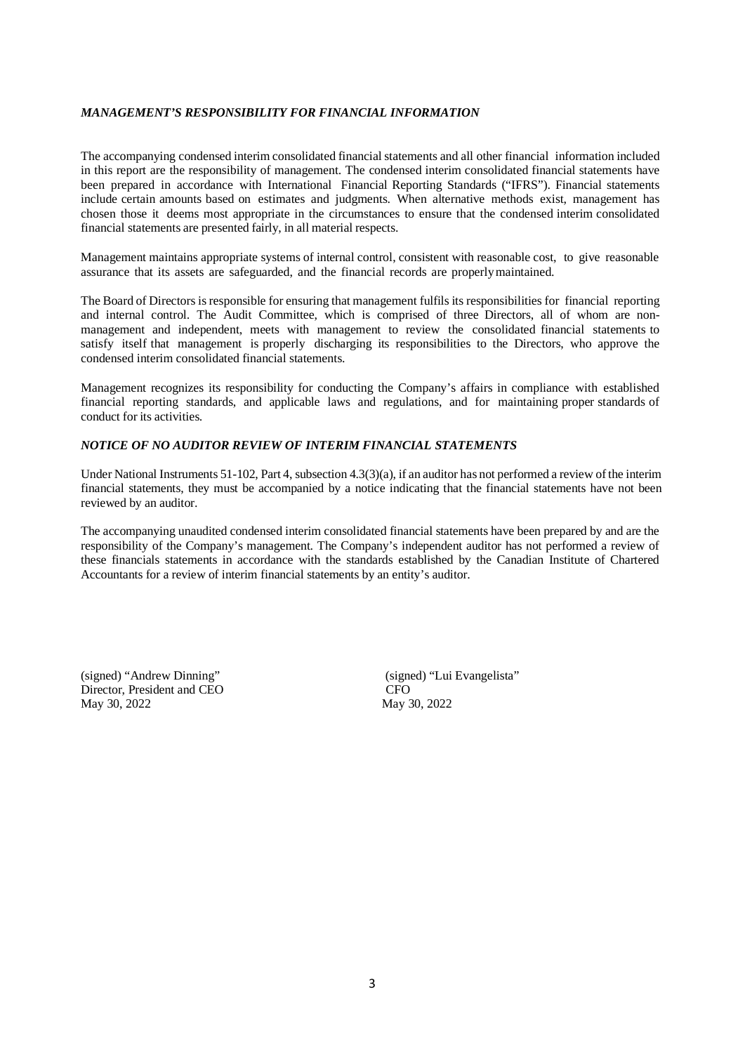### *MANAGEMENT'S RESPONSIBILITY FOR FINANCIAL INFORMATION*

The accompanying condensed interim consolidated financial statements and all other financial information included in this report are the responsibility of management. The condensed interim consolidated financial statements have been prepared in accordance with International Financial Reporting Standards ("IFRS"). Financial statements include certain amounts based on estimates and judgments. When alternative methods exist, management has chosen those it deems most appropriate in the circumstances to ensure that the condensed interim consolidated financial statements are presented fairly, in all material respects.

Management maintains appropriate systems of internal control, consistent with reasonable cost, to give reasonable assurance that its assets are safeguarded, and the financial records are properly maintained.

The Board of Directors is responsible for ensuring that management fulfils its responsibilities for financial reporting and internal control. The Audit Committee, which is comprised of three Directors, all of whom are non-management and independent, meets with management to review the consolidated financial statements to satisfy itself that management is properly discharging its responsibilities to the Directors, who approve the condensed interim consolidated financial statements.

Management recognizes its responsibility for conducting the Company's affairs in compliance with established financial reporting standards, and applicable laws and regulations, and for maintaining proper standards of conduct for its activities.

### *NOTICE OF NO AUDITOR REVIEW OF INTERIM FINANCIAL STATEMENTS*

Under National Instruments 51-102, Part 4, subsection 4.3(3)(a), if an auditor has not performed a review of the interim financial statements, they must be accompanied by a notice indicating that the financial statements have not been reviewed by an auditor.

The accompanying unaudited condensed interim consolidated financial statements have been prepared by and are the responsibility of the Company's management. The Company's independent auditor has not performed a review of these financials statements in accordance with the standards established by the Canadian Institute of Chartered Accountants for a review of interim financial statements by an entity's auditor.

(signed) "Andrew Dinning"
Director, President and CEO
May 30, 2022

(signed) "Lui Evangelista"
CFO
May 30, 2022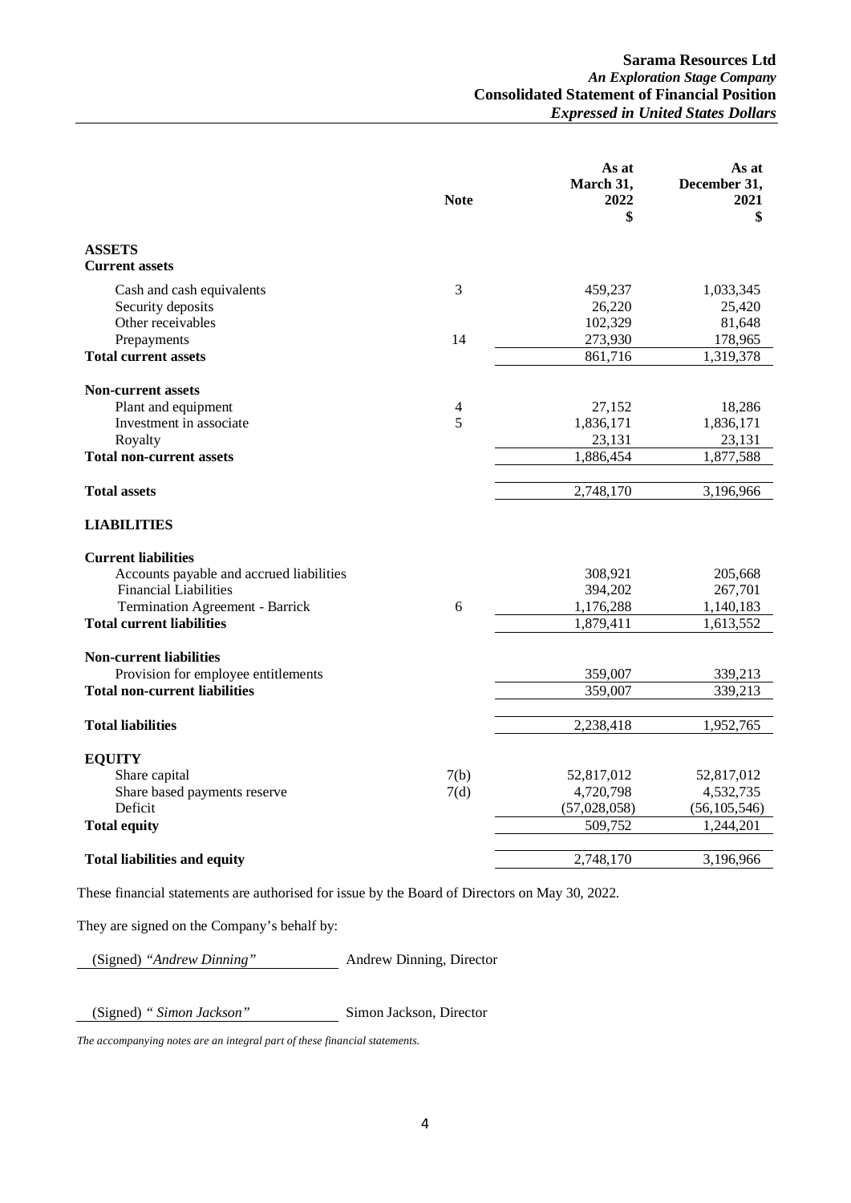**Sarama Resources Ltd**
***An Exploration Stage Company***
**Consolidated Statement of Financial Position**
***Expressed in United States Dollars***

| | Note | As at March 31, 2022 $ | As at December 31, 2021 $ |
|---|---|---|---|
| **ASSETS** | | | |
| **Current assets** | | | |
| Cash and cash equivalents | 3 | 459,237 | 1,033,345 |
| Security deposits | | 26,220 | 25,420 |
| Other receivables | | 102,329 | 81,648 |
| Prepayments | 14 | 273,930 | 178,965 |
| **Total current assets** | | 861,716 | 1,319,378 |
| **Non-current assets** | | | |
| Plant and equipment | 4 | 27,152 | 18,286 |
| Investment in associate | 5 | 1,836,171 | 1,836,171 |
| Royalty | | 23,131 | 23,131 |
| **Total non-current assets** | | 1,886,454 | 1,877,588 |
| **Total assets** | | 2,748,170 | 3,196,966 |
| **LIABILITIES** | | | |
| **Current liabilities** | | | |
| Accounts payable and accrued liabilities | | 308,921 | 205,668 |
| Financial Liabilities | | 394,202 | 267,701 |
| Termination Agreement - Barrick | 6 | 1,176,288 | 1,140,183 |
| **Total current liabilities** | | 1,879,411 | 1,613,552 |
| **Non-current liabilities** | | | |
| Provision for employee entitlements | | 359,007 | 339,213 |
| **Total non-current liabilities** | | 359,007 | 339,213 |
| **Total liabilities** | | 2,238,418 | 1,952,765 |
| **EQUITY** | | | |
| Share capital | 7(b) | 52,817,012 | 52,817,012 |
| Share based payments reserve | 7(d) | 4,720,798 | 4,532,735 |
| Deficit | | (57,028,058) | (56,105,546) |
| **Total equity** | | 509,752 | 1,244,201 |
| **Total liabilities and equity** | | 2,748,170 | 3,196,966 |

These financial statements are authorised for issue by the Board of Directors on May 30, 2022.

They are signed on the Company's behalf by:

(Signed) *"Andrew Dinning"* Andrew Dinning, Director

(Signed) *" Simon Jackson"* Simon Jackson, Director

*The accompanying notes are an integral part of these financial statements.*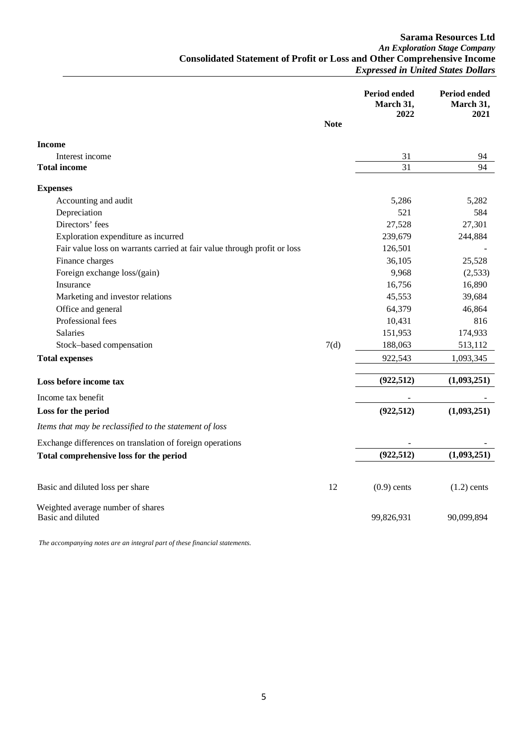**Sarama Resources Ltd**
*An Exploration Stage Company*
**Consolidated Statement of Profit or Loss and Other Comprehensive Income**
*Expressed in United States Dollars*

| | Note | Period ended March 31, 2022 | Period ended March 31, 2021 |
|---|---|---|---|
| **Income** | | | |
| Interest income | | 31 | 94 |
| **Total income** | | 31 | 94 |
| **Expenses** | | | |
| Accounting and audit | | 5,286 | 5,282 |
| Depreciation | | 521 | 584 |
| Directors' fees | | 27,528 | 27,301 |
| Exploration expenditure as incurred | | 239,679 | 244,884 |
| Fair value loss on warrants carried at fair value through profit or loss | | 126,501 | - |
| Finance charges | | 36,105 | 25,528 |
| Foreign exchange loss/(gain) | | 9,968 | (2,533) |
| Insurance | | 16,756 | 16,890 |
| Marketing and investor relations | | 45,553 | 39,684 |
| Office and general | | 64,379 | 46,864 |
| Professional fees | | 10,431 | 816 |
| Salaries | | 151,953 | 174,933 |
| Stock–based compensation | 7(d) | 188,063 | 513,112 |
| **Total expenses** | | 922,543 | 1,093,345 |
| **Loss before income tax** | | **(922,512)** | **(1,093,251)** |
| Income tax benefit | | - | - |
| **Loss for the period** | | **(922,512)** | **(1,093,251)** |
| *Items that may be reclassified to the statement of loss* | | | |
| Exchange differences on translation of foreign operations | | - | - |
| **Total comprehensive loss for the period** | | **(922,512)** | **(1,093,251)** |
| Basic and diluted loss per share | 12 | (0.9) cents | (1.2) cents |
| Weighted average number of shares Basic and diluted | | 99,826,931 | 90,099,894 |

*The accompanying notes are an integral part of these financial statements.*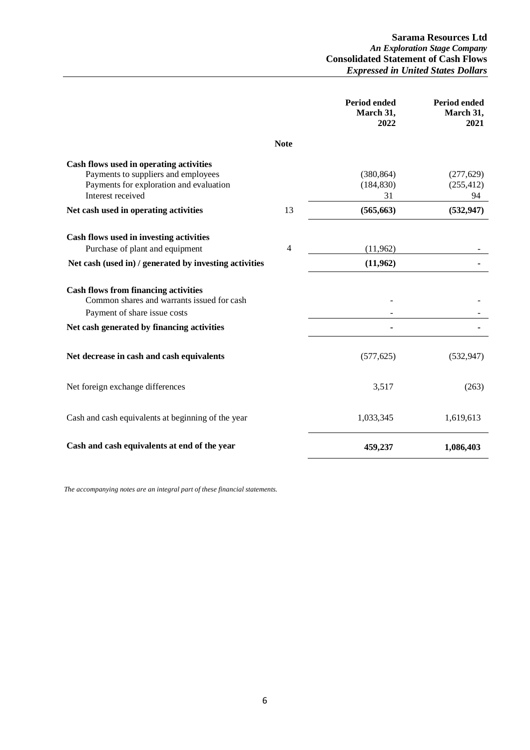**Sarama Resources Ltd**
*An Exploration Stage Company*
**Consolidated Statement of Cash Flows**
*Expressed in United States Dollars*

| | Note | Period ended March 31, 2022 | Period ended March 31, 2021 |
|---|---|---|---|
| **Cash flows used in operating activities** | | | |
| Payments to suppliers and employees | | (380,864) | (277,629) |
| Payments for exploration and evaluation | | (184,830) | (255,412) |
| Interest received | | 31 | 94 |
| **Net cash used in operating activities** | 13 | **(565,663)** | **(532,947)** |
| **Cash flows used in investing activities** | | | |
| Purchase of plant and equipment | 4 | (11,962) | - |
| **Net cash (used in) / generated by investing activities** | | **(11,962)** | **-** |
| **Cash flows from financing activities** | | | |
| Common shares and warrants issued for cash | | - | - |
| Payment of share issue costs | | - | - |
| **Net cash generated by financing activities** | | **-** | **-** |
| **Net decrease in cash and cash equivalents** | | (577,625) | (532,947) |
| Net foreign exchange differences | | 3,517 | (263) |
| Cash and cash equivalents at beginning of the year | | 1,033,345 | 1,619,613 |
| **Cash and cash equivalents at end of the year** | | **459,237** | **1,086,403** |

*The accompanying notes are an integral part of these financial statements.*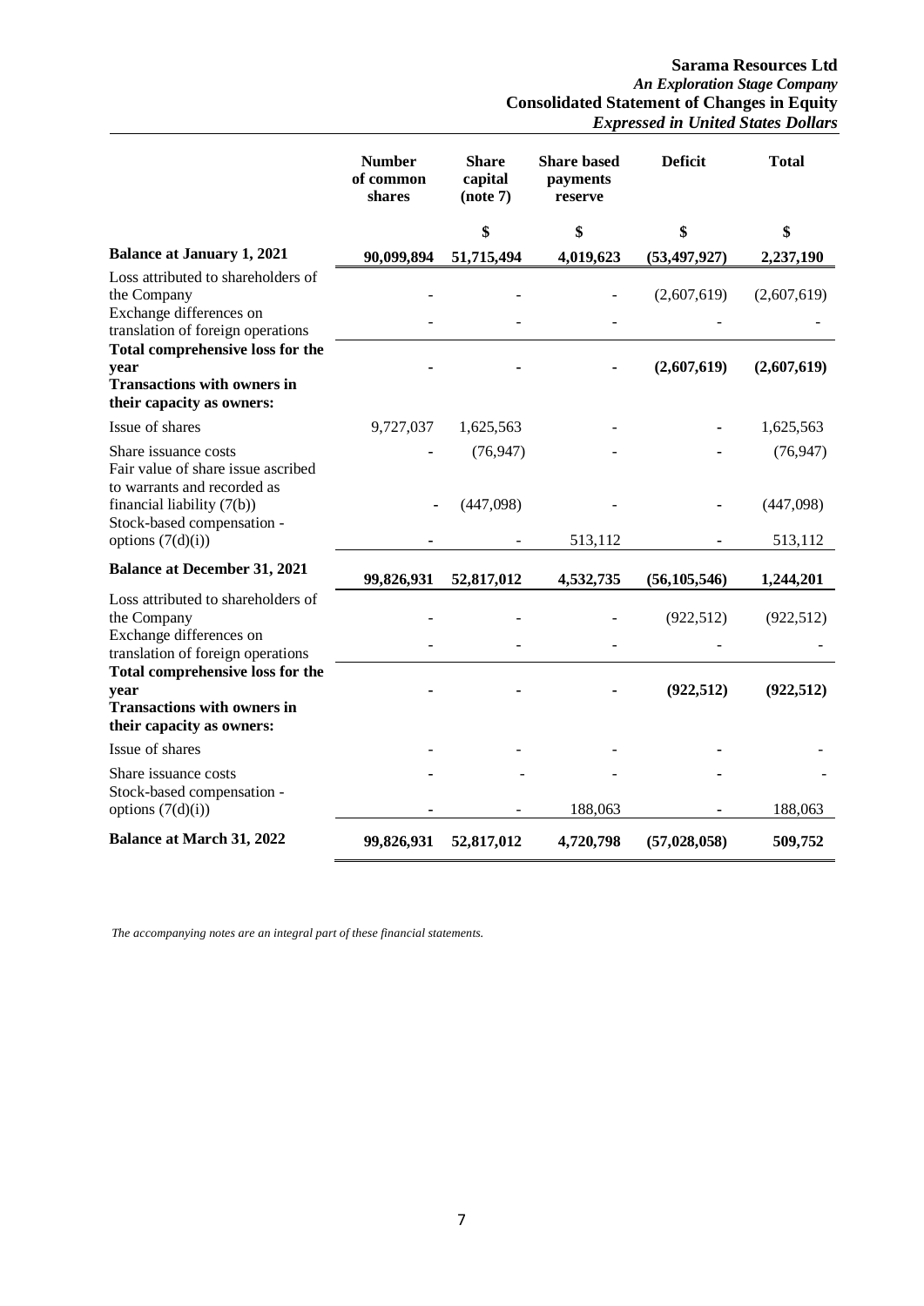**Sarama Resources Ltd**
*An Exploration Stage Company*
**Consolidated Statement of Changes in Equity**
*Expressed in United States Dollars*

| | Number of common shares | Share capital (note 7) | Share based payments reserve | Deficit | Total |
|---|---|---|---|---|---|
| | | $ | $ | $ | $ |
| **Balance at January 1, 2021** | **90,099,894** | **51,715,494** | **4,019,623** | **(53,497,927)** | **2,237,190** |
| Loss attributed to shareholders of the Company | - | - | - | (2,607,619) | (2,607,619) |
| Exchange differences on translation of foreign operations | - | - | - | - | - |
| **Total comprehensive loss for the year** | **-** | **-** | **-** | **(2,607,619)** | **(2,607,619)** |
| **Transactions with owners in their capacity as owners:** | | | | | |
| Issue of shares | 9,727,037 | 1,625,563 | - | - | 1,625,563 |
| Share issuance costs | - | (76,947) | - | - | (76,947) |
| Fair value of share issue ascribed to warrants and recorded as financial liability (7(b)) | - | (447,098) | - | - | (447,098) |
| Stock-based compensation - options (7(d)(i)) | - | - | 513,112 | - | 513,112 |
| **Balance at December 31, 2021** | **99,826,931** | **52,817,012** | **4,532,735** | **(56,105,546)** | **1,244,201** |
| Loss attributed to shareholders of the Company | - | - | - | (922,512) | (922,512) |
| Exchange differences on translation of foreign operations | - | - | - | - | - |
| **Total comprehensive loss for the year** | **-** | **-** | **-** | **(922,512)** | **(922,512)** |
| **Transactions with owners in their capacity as owners:** | | | | | |
| Issue of shares | - | - | - | - | - |
| Share issuance costs | - | - | - | - | - |
| Stock-based compensation - options (7(d)(i)) | - | - | 188,063 | - | 188,063 |
| **Balance at March 31, 2022** | **99,826,931** | **52,817,012** | **4,720,798** | **(57,028,058)** | **509,752** |

*The accompanying notes are an integral part of these financial statements.*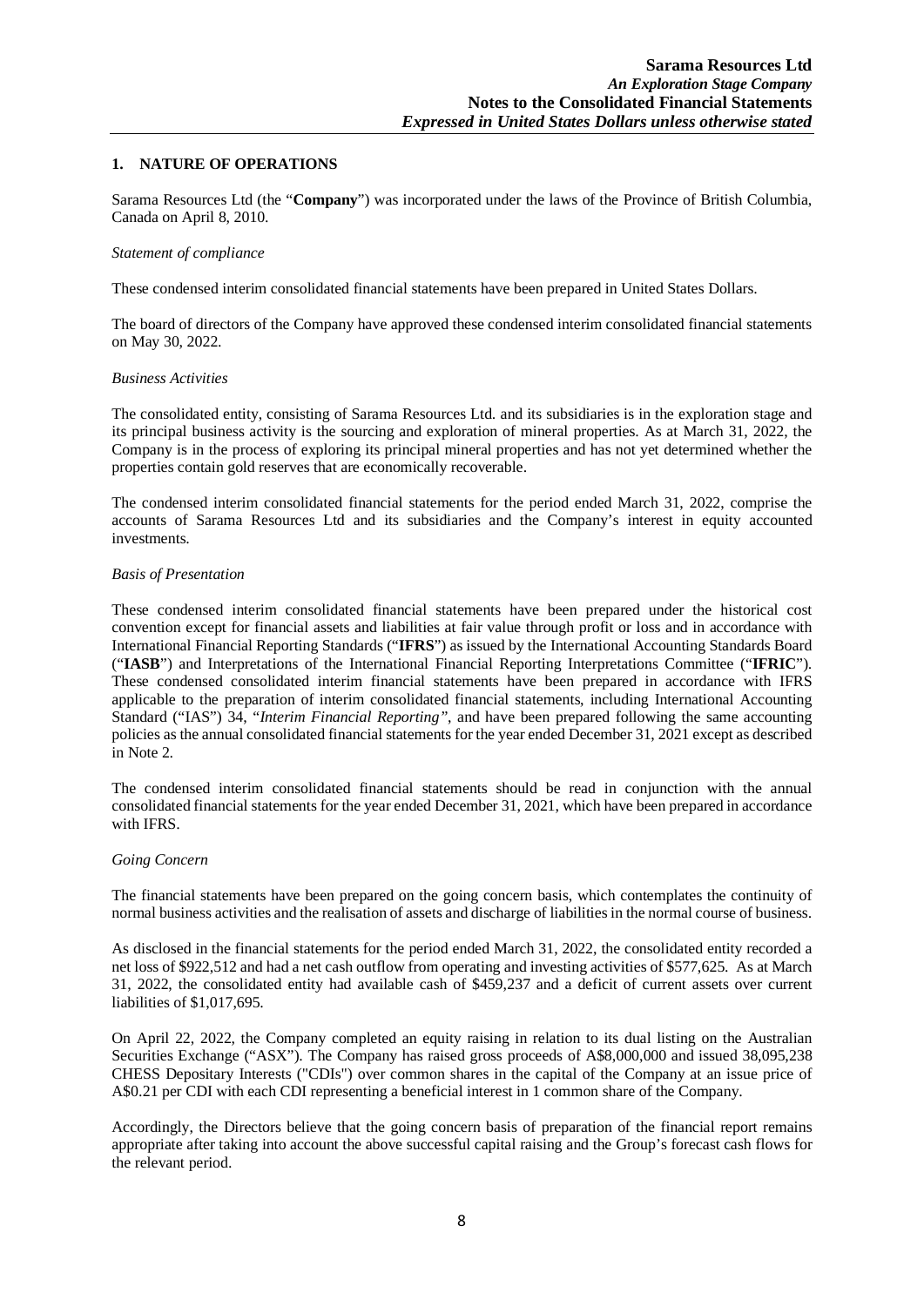## 1. NATURE OF OPERATIONS

Sarama Resources Ltd (the "**Company**") was incorporated under the laws of the Province of British Columbia, Canada on April 8, 2010.

*Statement of compliance*

These condensed interim consolidated financial statements have been prepared in United States Dollars.

The board of directors of the Company have approved these condensed interim consolidated financial statements on May 30, 2022.

*Business Activities*

The consolidated entity, consisting of Sarama Resources Ltd. and its subsidiaries is in the exploration stage and its principal business activity is the sourcing and exploration of mineral properties. As at March 31, 2022, the Company is in the process of exploring its principal mineral properties and has not yet determined whether the properties contain gold reserves that are economically recoverable.

The condensed interim consolidated financial statements for the period ended March 31, 2022, comprise the accounts of Sarama Resources Ltd and its subsidiaries and the Company's interest in equity accounted investments.

*Basis of Presentation*

These condensed interim consolidated financial statements have been prepared under the historical cost convention except for financial assets and liabilities at fair value through profit or loss and in accordance with International Financial Reporting Standards ("**IFRS**") as issued by the International Accounting Standards Board ("**IASB**") and Interpretations of the International Financial Reporting Interpretations Committee ("**IFRIC**"). These condensed consolidated interim financial statements have been prepared in accordance with IFRS applicable to the preparation of interim consolidated financial statements, including International Accounting Standard ("IAS") 34, *"Interim Financial Reporting"*, and have been prepared following the same accounting policies as the annual consolidated financial statements for the year ended December 31, 2021 except as described in Note 2.

The condensed interim consolidated financial statements should be read in conjunction with the annual consolidated financial statements for the year ended December 31, 2021, which have been prepared in accordance with IFRS.

*Going Concern*

The financial statements have been prepared on the going concern basis, which contemplates the continuity of normal business activities and the realisation of assets and discharge of liabilities in the normal course of business.

As disclosed in the financial statements for the period ended March 31, 2022, the consolidated entity recorded a net loss of $922,512 and had a net cash outflow from operating and investing activities of $577,625. As at March 31, 2022, the consolidated entity had available cash of $459,237 and a deficit of current assets over current liabilities of $1,017,695.

On April 22, 2022, the Company completed an equity raising in relation to its dual listing on the Australian Securities Exchange ("ASX"). The Company has raised gross proceeds of A$8,000,000 and issued 38,095,238 CHESS Depositary Interests ("CDIs") over common shares in the capital of the Company at an issue price of A$0.21 per CDI with each CDI representing a beneficial interest in 1 common share of the Company.

Accordingly, the Directors believe that the going concern basis of preparation of the financial report remains appropriate after taking into account the above successful capital raising and the Group's forecast cash flows for the relevant period.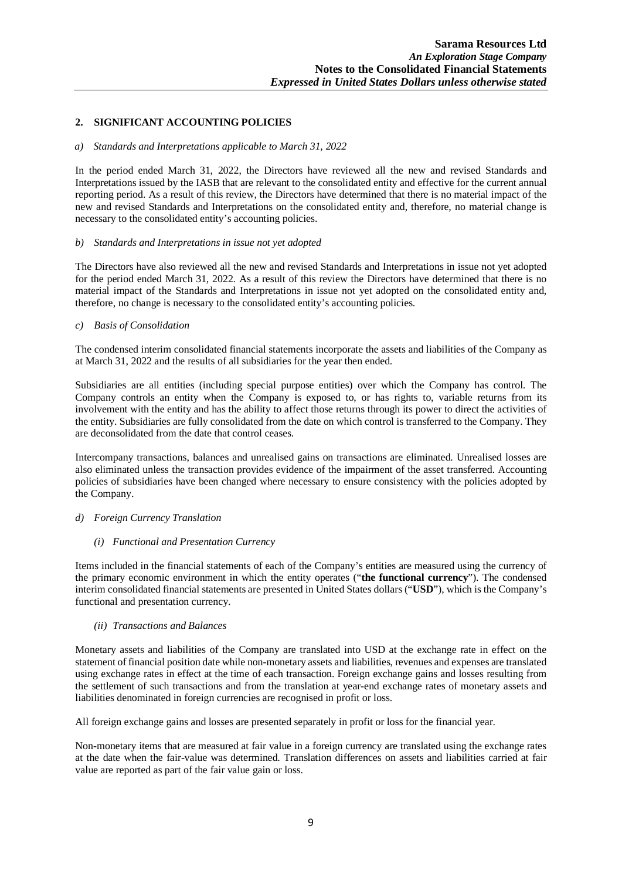## 2. SIGNIFICANT ACCOUNTING POLICIES

*a) Standards and Interpretations applicable to March 31, 2022*

In the period ended March 31, 2022, the Directors have reviewed all the new and revised Standards and Interpretations issued by the IASB that are relevant to the consolidated entity and effective for the current annual reporting period. As a result of this review, the Directors have determined that there is no material impact of the new and revised Standards and Interpretations on the consolidated entity and, therefore, no material change is necessary to the consolidated entity's accounting policies.

*b) Standards and Interpretations in issue not yet adopted*

The Directors have also reviewed all the new and revised Standards and Interpretations in issue not yet adopted for the period ended March 31, 2022. As a result of this review the Directors have determined that there is no material impact of the Standards and Interpretations in issue not yet adopted on the consolidated entity and, therefore, no change is necessary to the consolidated entity's accounting policies.

*c) Basis of Consolidation*

The condensed interim consolidated financial statements incorporate the assets and liabilities of the Company as at March 31, 2022 and the results of all subsidiaries for the year then ended.

Subsidiaries are all entities (including special purpose entities) over which the Company has control. The Company controls an entity when the Company is exposed to, or has rights to, variable returns from its involvement with the entity and has the ability to affect those returns through its power to direct the activities of the entity. Subsidiaries are fully consolidated from the date on which control is transferred to the Company. They are deconsolidated from the date that control ceases.

Intercompany transactions, balances and unrealised gains on transactions are eliminated. Unrealised losses are also eliminated unless the transaction provides evidence of the impairment of the asset transferred. Accounting policies of subsidiaries have been changed where necessary to ensure consistency with the policies adopted by the Company.

*d) Foreign Currency Translation*

*(i) Functional and Presentation Currency*

Items included in the financial statements of each of the Company's entities are measured using the currency of the primary economic environment in which the entity operates ("**the functional currency**"). The condensed interim consolidated financial statements are presented in United States dollars ("**USD**"), which is the Company's functional and presentation currency.

*(ii) Transactions and Balances*

Monetary assets and liabilities of the Company are translated into USD at the exchange rate in effect on the statement of financial position date while non-monetary assets and liabilities, revenues and expenses are translated using exchange rates in effect at the time of each transaction. Foreign exchange gains and losses resulting from the settlement of such transactions and from the translation at year-end exchange rates of monetary assets and liabilities denominated in foreign currencies are recognised in profit or loss.

All foreign exchange gains and losses are presented separately in profit or loss for the financial year.

Non-monetary items that are measured at fair value in a foreign currency are translated using the exchange rates at the date when the fair-value was determined. Translation differences on assets and liabilities carried at fair value are reported as part of the fair value gain or loss.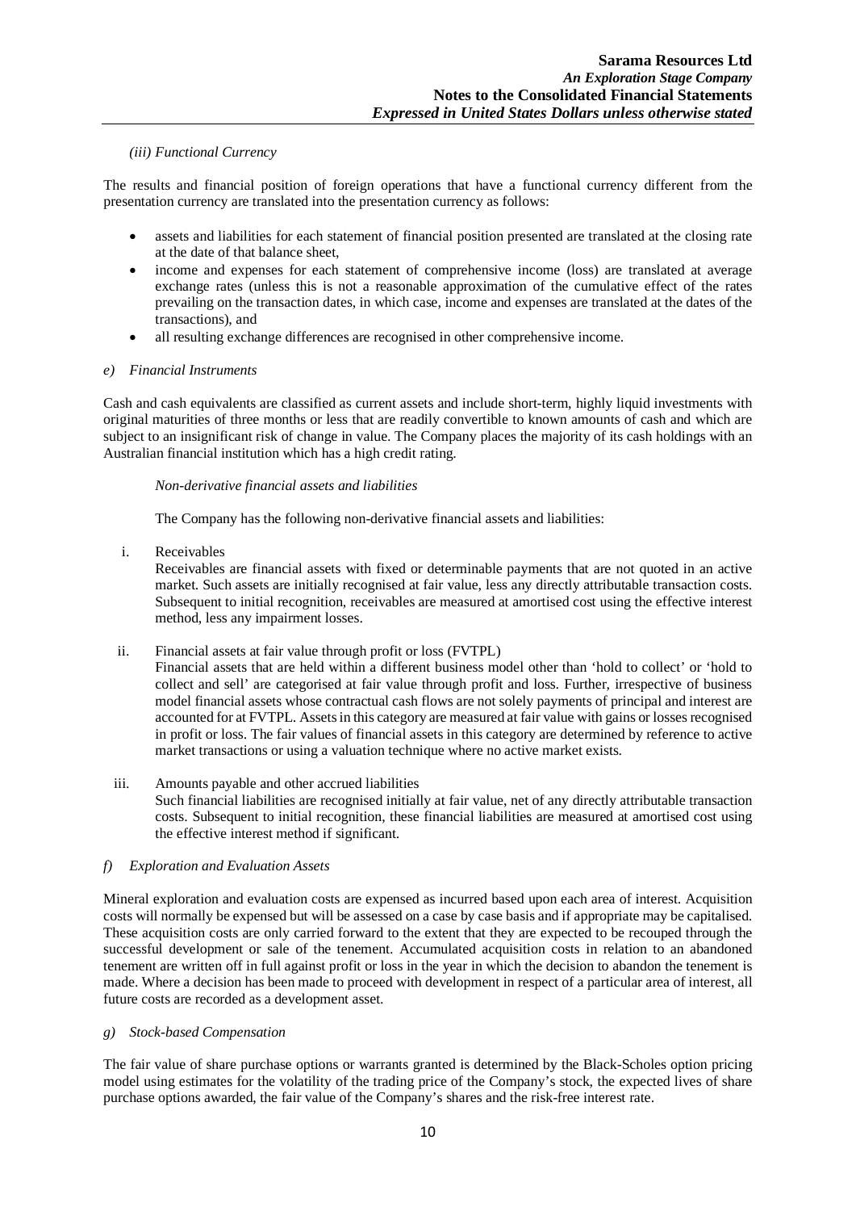*(iii) Functional Currency*

The results and financial position of foreign operations that have a functional currency different from the presentation currency are translated into the presentation currency as follows:

- assets and liabilities for each statement of financial position presented are translated at the closing rate at the date of that balance sheet,
- income and expenses for each statement of comprehensive income (loss) are translated at average exchange rates (unless this is not a reasonable approximation of the cumulative effect of the rates prevailing on the transaction dates, in which case, income and expenses are translated at the dates of the transactions), and
- all resulting exchange differences are recognised in other comprehensive income.

*e) Financial Instruments*

Cash and cash equivalents are classified as current assets and include short-term, highly liquid investments with original maturities of three months or less that are readily convertible to known amounts of cash and which are subject to an insignificant risk of change in value. The Company places the majority of its cash holdings with an Australian financial institution which has a high credit rating.

*Non-derivative financial assets and liabilities*

The Company has the following non-derivative financial assets and liabilities:

i. Receivables
Receivables are financial assets with fixed or determinable payments that are not quoted in an active market. Such assets are initially recognised at fair value, less any directly attributable transaction costs. Subsequent to initial recognition, receivables are measured at amortised cost using the effective interest method, less any impairment losses.

ii. Financial assets at fair value through profit or loss (FVTPL)
Financial assets that are held within a different business model other than 'hold to collect' or 'hold to collect and sell' are categorised at fair value through profit and loss. Further, irrespective of business model financial assets whose contractual cash flows are not solely payments of principal and interest are accounted for at FVTPL. Assets in this category are measured at fair value with gains or losses recognised in profit or loss. The fair values of financial assets in this category are determined by reference to active market transactions or using a valuation technique where no active market exists.

iii. Amounts payable and other accrued liabilities
Such financial liabilities are recognised initially at fair value, net of any directly attributable transaction costs. Subsequent to initial recognition, these financial liabilities are measured at amortised cost using the effective interest method if significant.

*f) Exploration and Evaluation Assets*

Mineral exploration and evaluation costs are expensed as incurred based upon each area of interest. Acquisition costs will normally be expensed but will be assessed on a case by case basis and if appropriate may be capitalised. These acquisition costs are only carried forward to the extent that they are expected to be recouped through the successful development or sale of the tenement. Accumulated acquisition costs in relation to an abandoned tenement are written off in full against profit or loss in the year in which the decision to abandon the tenement is made. Where a decision has been made to proceed with development in respect of a particular area of interest, all future costs are recorded as a development asset.

*g) Stock-based Compensation*

The fair value of share purchase options or warrants granted is determined by the Black-Scholes option pricing model using estimates for the volatility of the trading price of the Company's stock, the expected lives of share purchase options awarded, the fair value of the Company's shares and the risk-free interest rate.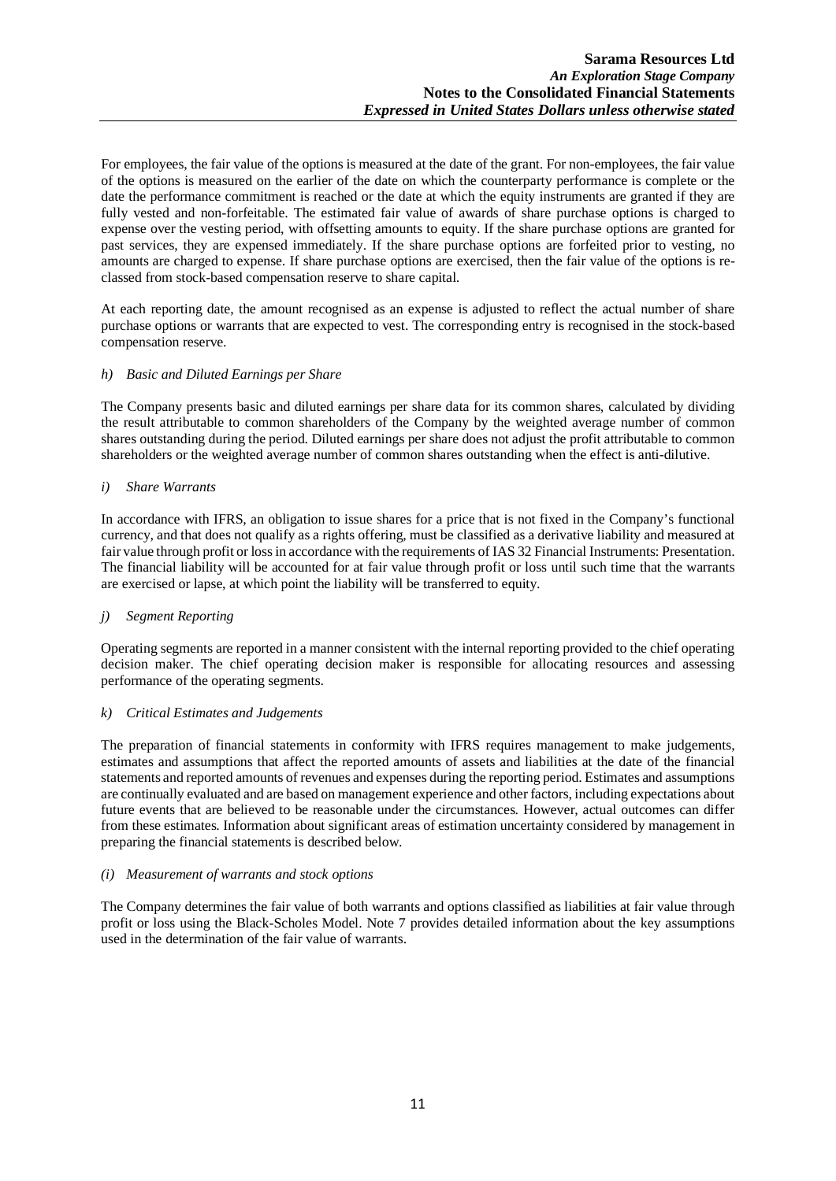For employees, the fair value of the options is measured at the date of the grant. For non-employees, the fair value of the options is measured on the earlier of the date on which the counterparty performance is complete or the date the performance commitment is reached or the date at which the equity instruments are granted if they are fully vested and non-forfeitable. The estimated fair value of awards of share purchase options is charged to expense over the vesting period, with offsetting amounts to equity. If the share purchase options are granted for past services, they are expensed immediately. If the share purchase options are forfeited prior to vesting, no amounts are charged to expense. If share purchase options are exercised, then the fair value of the options is re-classed from stock-based compensation reserve to share capital.

At each reporting date, the amount recognised as an expense is adjusted to reflect the actual number of share purchase options or warrants that are expected to vest. The corresponding entry is recognised in the stock-based compensation reserve.

*h) Basic and Diluted Earnings per Share*

The Company presents basic and diluted earnings per share data for its common shares, calculated by dividing the result attributable to common shareholders of the Company by the weighted average number of common shares outstanding during the period. Diluted earnings per share does not adjust the profit attributable to common shareholders or the weighted average number of common shares outstanding when the effect is anti-dilutive.

*i) Share Warrants*

In accordance with IFRS, an obligation to issue shares for a price that is not fixed in the Company's functional currency, and that does not qualify as a rights offering, must be classified as a derivative liability and measured at fair value through profit or loss in accordance with the requirements of IAS 32 Financial Instruments: Presentation. The financial liability will be accounted for at fair value through profit or loss until such time that the warrants are exercised or lapse, at which point the liability will be transferred to equity.

*j) Segment Reporting*

Operating segments are reported in a manner consistent with the internal reporting provided to the chief operating decision maker. The chief operating decision maker is responsible for allocating resources and assessing performance of the operating segments.

*k) Critical Estimates and Judgements*

The preparation of financial statements in conformity with IFRS requires management to make judgements, estimates and assumptions that affect the reported amounts of assets and liabilities at the date of the financial statements and reported amounts of revenues and expenses during the reporting period. Estimates and assumptions are continually evaluated and are based on management experience and other factors, including expectations about future events that are believed to be reasonable under the circumstances. However, actual outcomes can differ from these estimates. Information about significant areas of estimation uncertainty considered by management in preparing the financial statements is described below.

*(i) Measurement of warrants and stock options*

The Company determines the fair value of both warrants and options classified as liabilities at fair value through profit or loss using the Black-Scholes Model. Note 7 provides detailed information about the key assumptions used in the determination of the fair value of warrants.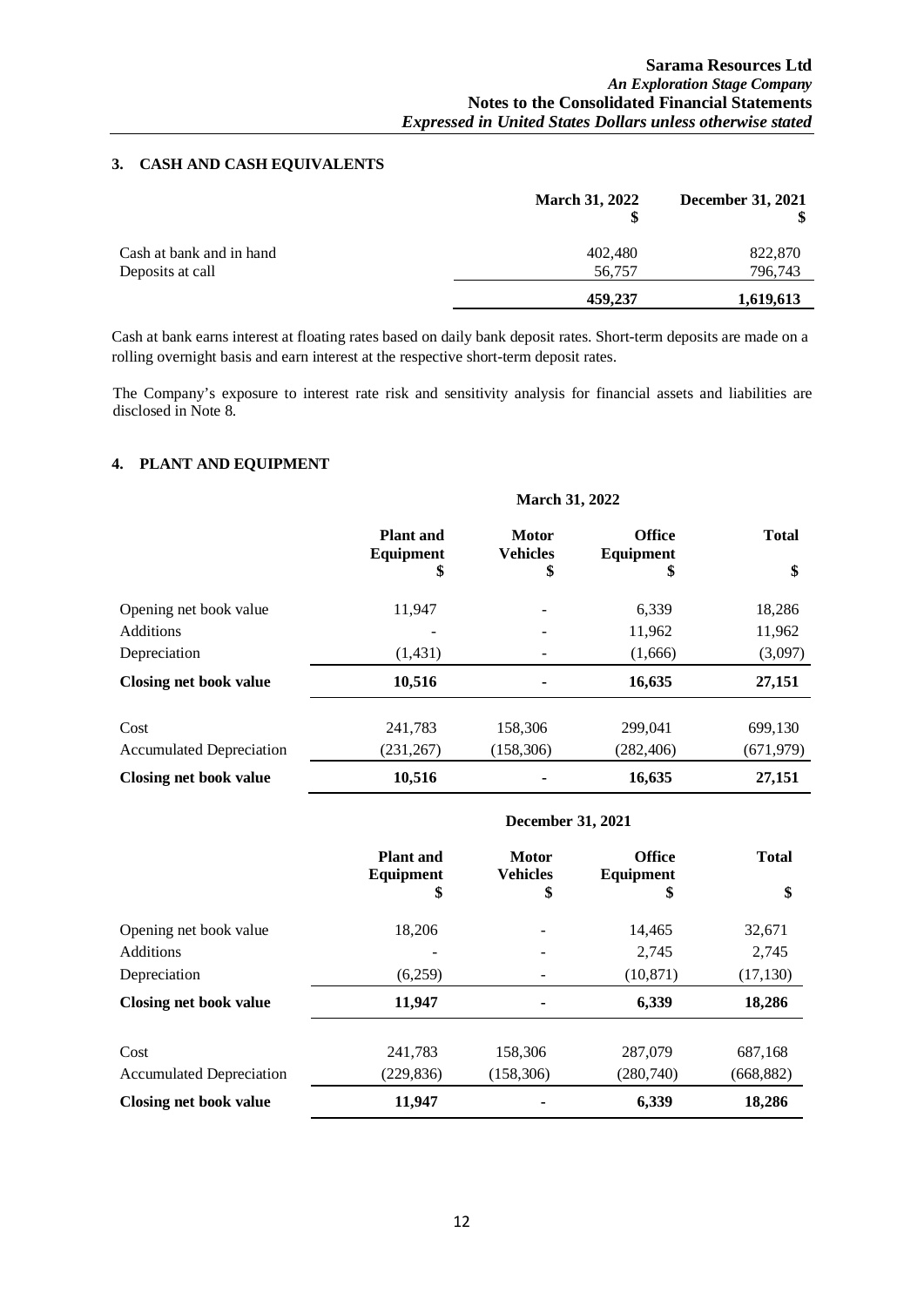## 3. CASH AND CASH EQUIVALENTS

| | March 31, 2022 $ | December 31, 2021 $ |
|---|---|---|
| Cash at bank and in hand | 402,480 | 822,870 |
| Deposits at call | 56,757 | 796,743 |
| | **459,237** | **1,619,613** |

Cash at bank earns interest at floating rates based on daily bank deposit rates. Short-term deposits are made on a rolling overnight basis and earn interest at the respective short-term deposit rates.

The Company's exposure to interest rate risk and sensitivity analysis for financial assets and liabilities are disclosed in Note 8.

## 4. PLANT AND EQUIPMENT

| | March 31, 2022 | | | |
|---|---|---|---|---|
| | **Plant and Equipment $** | **Motor Vehicles $** | **Office Equipment $** | **Total $** |
| Opening net book value | 11,947 | - | 6,339 | 18,286 |
| Additions | - | - | 11,962 | 11,962 |
| Depreciation | (1,431) | - | (1,666) | (3,097) |
| **Closing net book value** | **10,516** | **-** | **16,635** | **27,151** |
| Cost | 241,783 | 158,306 | 299,041 | 699,130 |
| Accumulated Depreciation | (231,267) | (158,306) | (282,406) | (671,979) |
| **Closing net book value** | **10,516** | **-** | **16,635** | **27,151** |

| | December 31, 2021 | | | |
|---|---|---|---|---|
| | **Plant and Equipment $** | **Motor Vehicles $** | **Office Equipment $** | **Total $** |
| Opening net book value | 18,206 | - | 14,465 | 32,671 |
| Additions | - | - | 2,745 | 2,745 |
| Depreciation | (6,259) | - | (10,871) | (17,130) |
| **Closing net book value** | **11,947** | **-** | **6,339** | **18,286** |
| Cost | 241,783 | 158,306 | 287,079 | 687,168 |
| Accumulated Depreciation | (229,836) | (158,306) | (280,740) | (668,882) |
| **Closing net book value** | **11,947** | **-** | **6,339** | **18,286** |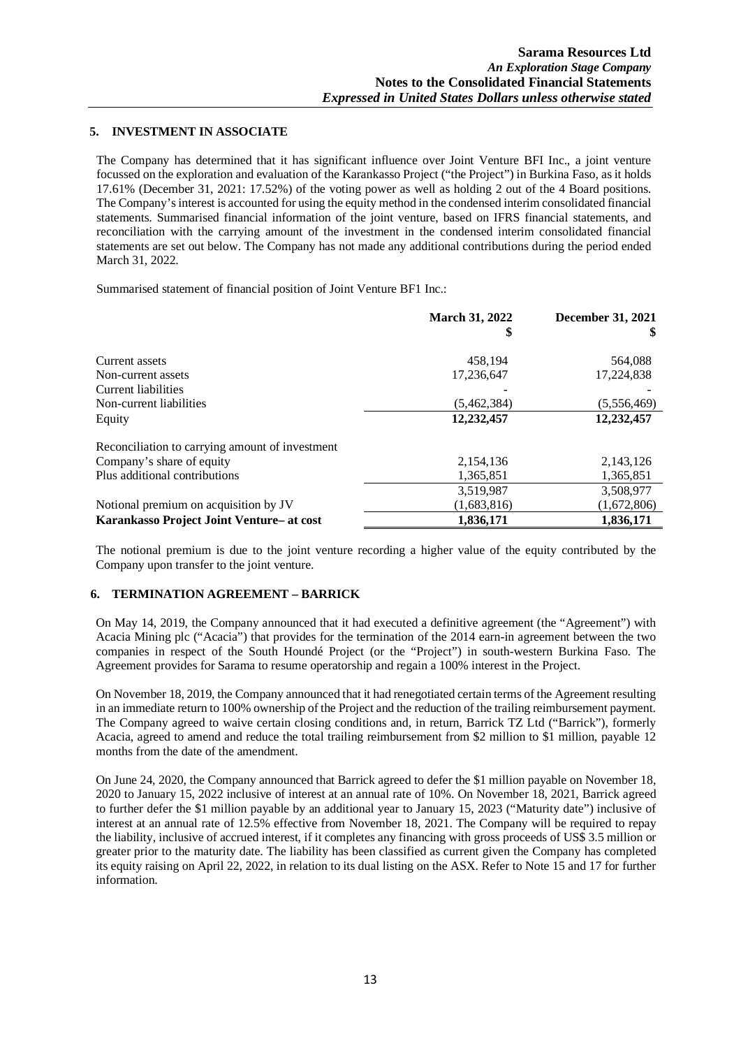## 5. INVESTMENT IN ASSOCIATE

The Company has determined that it has significant influence over Joint Venture BFI Inc., a joint venture focussed on the exploration and evaluation of the Karankasso Project ("the Project") in Burkina Faso, as it holds 17.61% (December 31, 2021: 17.52%) of the voting power as well as holding 2 out of the 4 Board positions. The Company's interest is accounted for using the equity method in the condensed interim consolidated financial statements. Summarised financial information of the joint venture, based on IFRS financial statements, and reconciliation with the carrying amount of the investment in the condensed interim consolidated financial statements are set out below. The Company has not made any additional contributions during the period ended March 31, 2022.

Summarised statement of financial position of Joint Venture BF1 Inc.:

| | March 31, 2022<br>$ | December 31, 2021<br>$ |
|---|---|---|
| Current assets | 458,194 | 564,088 |
| Non-current assets | 17,236,647 | 17,224,838 |
| Current liabilities | - | - |
| Non-current liabilities | (5,462,384) | (5,556,469) |
| Equity | **12,232,457** | **12,232,457** |
| Reconciliation to carrying amount of investment | | |
| Company's share of equity | 2,154,136 | 2,143,126 |
| Plus additional contributions | 1,365,851 | 1,365,851 |
| | 3,519,987 | 3,508,977 |
| Notional premium on acquisition by JV | (1,683,816) | (1,672,806) |
| **Karankasso Project Joint Venture– at cost** | **1,836,171** | **1,836,171** |

The notional premium is due to the joint venture recording a higher value of the equity contributed by the Company upon transfer to the joint venture.

## 6. TERMINATION AGREEMENT – BARRICK

On May 14, 2019, the Company announced that it had executed a definitive agreement (the "Agreement") with Acacia Mining plc ("Acacia") that provides for the termination of the 2014 earn-in agreement between the two companies in respect of the South Houndé Project (or the "Project") in south-western Burkina Faso. The Agreement provides for Sarama to resume operatorship and regain a 100% interest in the Project.

On November 18, 2019, the Company announced that it had renegotiated certain terms of the Agreement resulting in an immediate return to 100% ownership of the Project and the reduction of the trailing reimbursement payment. The Company agreed to waive certain closing conditions and, in return, Barrick TZ Ltd ("Barrick"), formerly Acacia, agreed to amend and reduce the total trailing reimbursement from $2 million to $1 million, payable 12 months from the date of the amendment.

On June 24, 2020, the Company announced that Barrick agreed to defer the $1 million payable on November 18, 2020 to January 15, 2022 inclusive of interest at an annual rate of 10%. On November 18, 2021, Barrick agreed to further defer the $1 million payable by an additional year to January 15, 2023 ("Maturity date") inclusive of interest at an annual rate of 12.5% effective from November 18, 2021. The Company will be required to repay the liability, inclusive of accrued interest, if it completes any financing with gross proceeds of US$ 3.5 million or greater prior to the maturity date. The liability has been classified as current given the Company has completed its equity raising on April 22, 2022, in relation to its dual listing on the ASX. Refer to Note 15 and 17 for further information.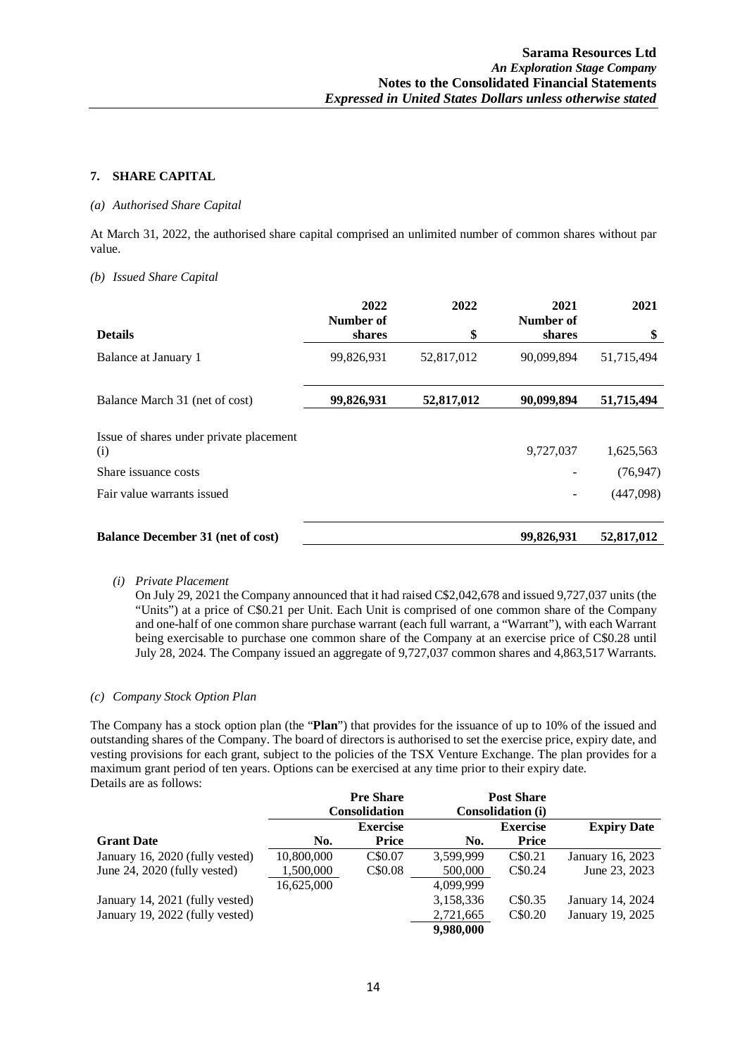## 7. SHARE CAPITAL

*(a) Authorised Share Capital*

At March 31, 2022, the authorised share capital comprised an unlimited number of common shares without par value.

*(b) Issued Share Capital*

| Details | 2022 Number of shares | 2022 $ | 2021 Number of shares | 2021 $ |
|---|---|---|---|---|
| Balance at January 1 | 99,826,931 | 52,817,012 | 90,099,894 | 51,715,494 |
| **Balance March 31 (net of cost)** | **99,826,931** | **52,817,012** | **90,099,894** | **51,715,494** |
| Issue of shares under private placement (i) | | | 9,727,037 | 1,625,563 |
| Share issuance costs | | | - | (76,947) |
| Fair value warrants issued | | | - | (447,098) |
| **Balance December 31 (net of cost)** | | | **99,826,931** | **52,817,012** |

*(i) Private Placement*

On July 29, 2021 the Company announced that it had raised C$2,042,678 and issued 9,727,037 units (the "Units") at a price of C$0.21 per Unit. Each Unit is comprised of one common share of the Company and one-half of one common share purchase warrant (each full warrant, a "Warrant"), with each Warrant being exercisable to purchase one common share of the Company at an exercise price of C$0.28 until July 28, 2024. The Company issued an aggregate of 9,727,037 common shares and 4,863,517 Warrants.

*(c) Company Stock Option Plan*

The Company has a stock option plan (the "**Plan**") that provides for the issuance of up to 10% of the issued and outstanding shares of the Company. The board of directors is authorised to set the exercise price, expiry date, and vesting provisions for each grant, subject to the policies of the TSX Venture Exchange. The plan provides for a maximum grant period of ten years. Options can be exercised at any time prior to their expiry date.
Details are as follows:

| | Pre Share Consolidation | | Post Share Consolidation (i) | | |
|---|---|---|---|---|---|
| **Grant Date** | **No.** | **Exercise Price** | **No.** | **Exercise Price** | **Expiry Date** |
| January 16, 2020 (fully vested) | 10,800,000 | C$0.07 | 3,599,999 | C$0.21 | January 16, 2023 |
| June 24, 2020 (fully vested) | 1,500,000 | C$0.08 | 500,000 | C$0.24 | June 23, 2023 |
| | 16,625,000 | | 4,099,999 | | |
| January 14, 2021 (fully vested) | | | 3,158,336 | C$0.35 | January 14, 2024 |
| January 19, 2022 (fully vested) | | | 2,721,665 | C$0.20 | January 19, 2025 |
| | | | **9,980,000** | | |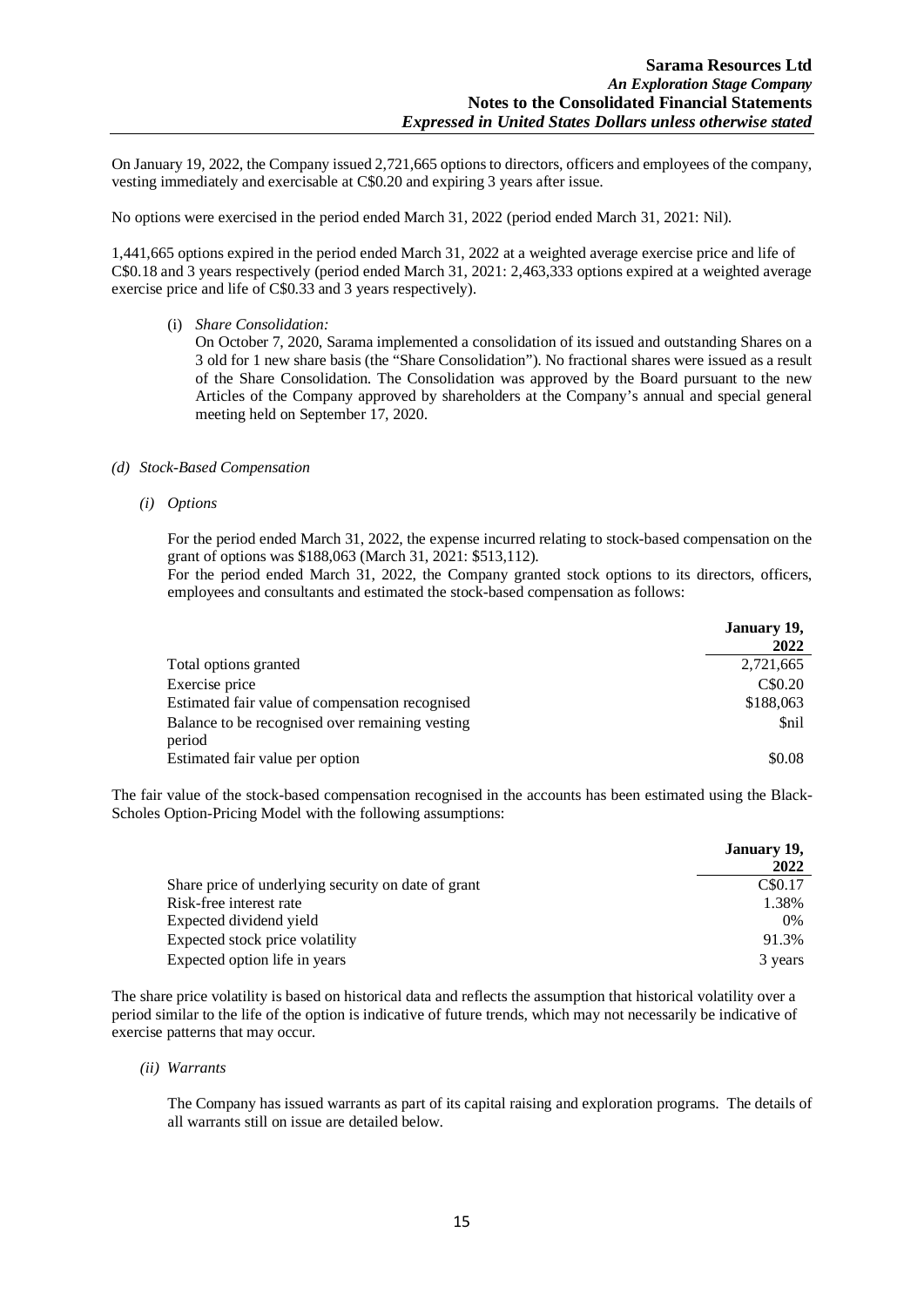On January 19, 2022, the Company issued 2,721,665 options to directors, officers and employees of the company, vesting immediately and exercisable at C$0.20 and expiring 3 years after issue.

No options were exercised in the period ended March 31, 2022 (period ended March 31, 2021: Nil).

1,441,665 options expired in the period ended March 31, 2022 at a weighted average exercise price and life of C$0.18 and 3 years respectively (period ended March 31, 2021: 2,463,333 options expired at a weighted average exercise price and life of C$0.33 and 3 years respectively).

(i) *Share Consolidation:*
On October 7, 2020, Sarama implemented a consolidation of its issued and outstanding Shares on a 3 old for 1 new share basis (the "Share Consolidation"). No fractional shares were issued as a result of the Share Consolidation. The Consolidation was approved by the Board pursuant to the new Articles of the Company approved by shareholders at the Company's annual and special general meeting held on September 17, 2020.

*(d) Stock-Based Compensation*

*(i) Options*

For the period ended March 31, 2022, the expense incurred relating to stock-based compensation on the grant of options was $188,063 (March 31, 2021: $513,112).
For the period ended March 31, 2022, the Company granted stock options to its directors, officers, employees and consultants and estimated the stock-based compensation as follows:

| | **January 19, 2022** |
|---|---|
| Total options granted | 2,721,665 |
| Exercise price | C$0.20 |
| Estimated fair value of compensation recognised | $188,063 |
| Balance to be recognised over remaining vesting period | $nil |
| Estimated fair value per option | $0.08 |

The fair value of the stock-based compensation recognised in the accounts has been estimated using the Black-Scholes Option-Pricing Model with the following assumptions:

| | **January 19, 2022** |
|---|---|
| Share price of underlying security on date of grant | C$0.17 |
| Risk-free interest rate | 1.38% |
| Expected dividend yield | 0% |
| Expected stock price volatility | 91.3% |
| Expected option life in years | 3 years |

The share price volatility is based on historical data and reflects the assumption that historical volatility over a period similar to the life of the option is indicative of future trends, which may not necessarily be indicative of exercise patterns that may occur.

*(ii) Warrants*

The Company has issued warrants as part of its capital raising and exploration programs. The details of all warrants still on issue are detailed below.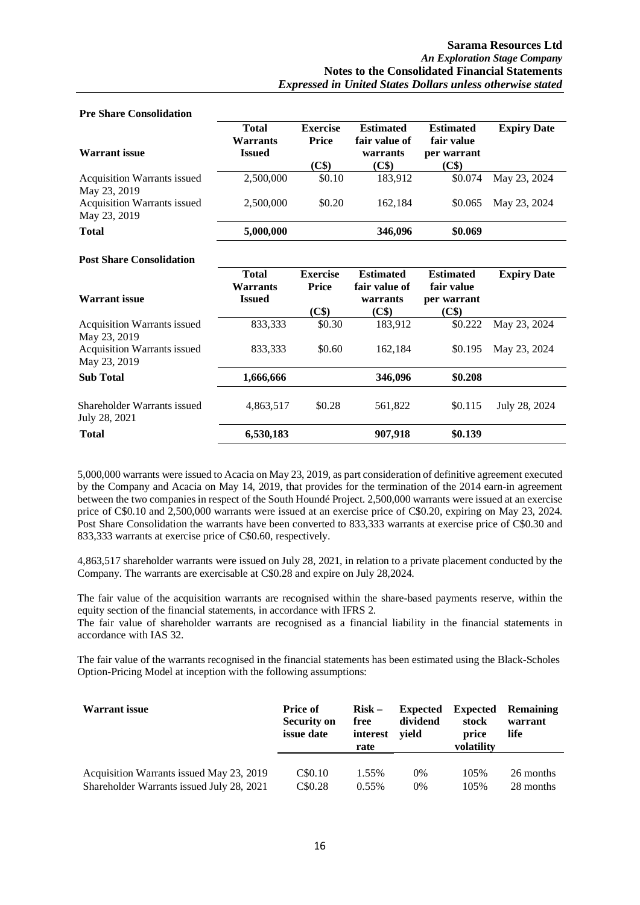**Pre Share Consolidation**

| Warrant issue | Total Warrants Issued | Exercise Price (C$) | Estimated fair value of warrants (C$) | Estimated fair value per warrant (C$) | Expiry Date |
|---|---|---|---|---|---|
| Acquisition Warrants issued May 23, 2019 | 2,500,000 | $0.10 | 183,912 | $0.074 | May 23, 2024 |
| Acquisition Warrants issued May 23, 2019 | 2,500,000 | $0.20 | 162,184 | $0.065 | May 23, 2024 |
| **Total** | **5,000,000** | | **346,096** | **$0.069** | |

**Post Share Consolidation**

| Warrant issue | Total Warrants Issued | Exercise Price (C$) | Estimated fair value of warrants (C$) | Estimated fair value per warrant (C$) | Expiry Date |
|---|---|---|---|---|---|
| Acquisition Warrants issued May 23, 2019 | 833,333 | $0.30 | 183,912 | $0.222 | May 23, 2024 |
| Acquisition Warrants issued May 23, 2019 | 833,333 | $0.60 | 162,184 | $0.195 | May 23, 2024 |
| **Sub Total** | **1,666,666** | | **346,096** | **$0.208** | |
| Shareholder Warrants issued July 28, 2021 | 4,863,517 | $0.28 | 561,822 | $0.115 | July 28, 2024 |
| **Total** | **6,530,183** | | **907,918** | **$0.139** | |

5,000,000 warrants were issued to Acacia on May 23, 2019, as part consideration of definitive agreement executed by the Company and Acacia on May 14, 2019, that provides for the termination of the 2014 earn-in agreement between the two companies in respect of the South Houndé Project. 2,500,000 warrants were issued at an exercise price of C$0.10 and 2,500,000 warrants were issued at an exercise price of C$0.20, expiring on May 23, 2024. Post Share Consolidation the warrants have been converted to 833,333 warrants at exercise price of C$0.30 and 833,333 warrants at exercise price of C$0.60, respectively.

4,863,517 shareholder warrants were issued on July 28, 2021, in relation to a private placement conducted by the Company. The warrants are exercisable at C$0.28 and expire on July 28,2024.

The fair value of the acquisition warrants are recognised within the share-based payments reserve, within the equity section of the financial statements, in accordance with IFRS 2.
The fair value of shareholder warrants are recognised as a financial liability in the financial statements in accordance with IAS 32.

The fair value of the warrants recognised in the financial statements has been estimated using the Black-Scholes Option-Pricing Model at inception with the following assumptions:

| Warrant issue | Price of Security on issue date | Risk – free interest rate | Expected dividend yield | Expected stock price volatility | Remaining warrant life |
|---|---|---|---|---|---|
| Acquisition Warrants issued May 23, 2019 | C$0.10 | 1.55% | 0% | 105% | 26 months |
| Shareholder Warrants issued July 28, 2021 | C$0.28 | 0.55% | 0% | 105% | 28 months |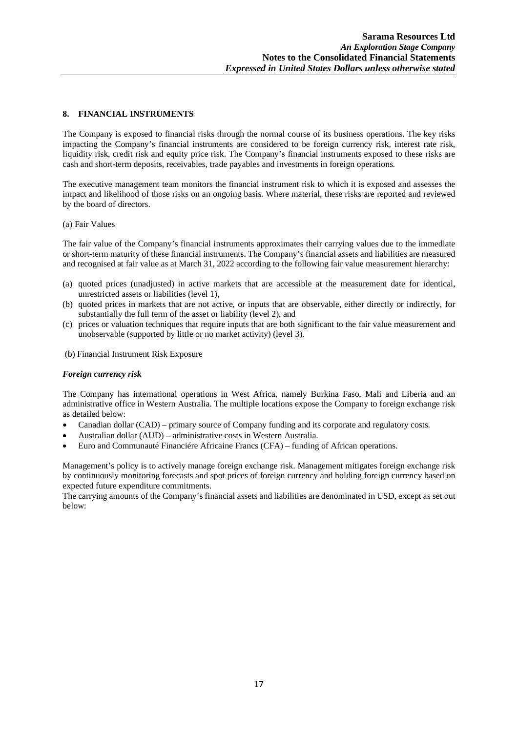## 8. FINANCIAL INSTRUMENTS

The Company is exposed to financial risks through the normal course of its business operations. The key risks impacting the Company's financial instruments are considered to be foreign currency risk, interest rate risk, liquidity risk, credit risk and equity price risk. The Company's financial instruments exposed to these risks are cash and short-term deposits, receivables, trade payables and investments in foreign operations.

The executive management team monitors the financial instrument risk to which it is exposed and assesses the impact and likelihood of those risks on an ongoing basis. Where material, these risks are reported and reviewed by the board of directors.

(a) Fair Values

The fair value of the Company's financial instruments approximates their carrying values due to the immediate or short-term maturity of these financial instruments. The Company's financial assets and liabilities are measured and recognised at fair value as at March 31, 2022 according to the following fair value measurement hierarchy:

(a) quoted prices (unadjusted) in active markets that are accessible at the measurement date for identical, unrestricted assets or liabilities (level 1),
(b) quoted prices in markets that are not active, or inputs that are observable, either directly or indirectly, for substantially the full term of the asset or liability (level 2), and
(c) prices or valuation techniques that require inputs that are both significant to the fair value measurement and unobservable (supported by little or no market activity) (level 3).

(b) Financial Instrument Risk Exposure

***Foreign currency risk***

The Company has international operations in West Africa, namely Burkina Faso, Mali and Liberia and an administrative office in Western Australia. The multiple locations expose the Company to foreign exchange risk as detailed below:

- Canadian dollar (CAD) – primary source of Company funding and its corporate and regulatory costs.
- Australian dollar (AUD) – administrative costs in Western Australia.
- Euro and Communauté Financiére Africaine Francs (CFA) – funding of African operations.

Management's policy is to actively manage foreign exchange risk. Management mitigates foreign exchange risk by continuously monitoring forecasts and spot prices of foreign currency and holding foreign currency based on expected future expenditure commitments.

The carrying amounts of the Company's financial assets and liabilities are denominated in USD, except as set out below: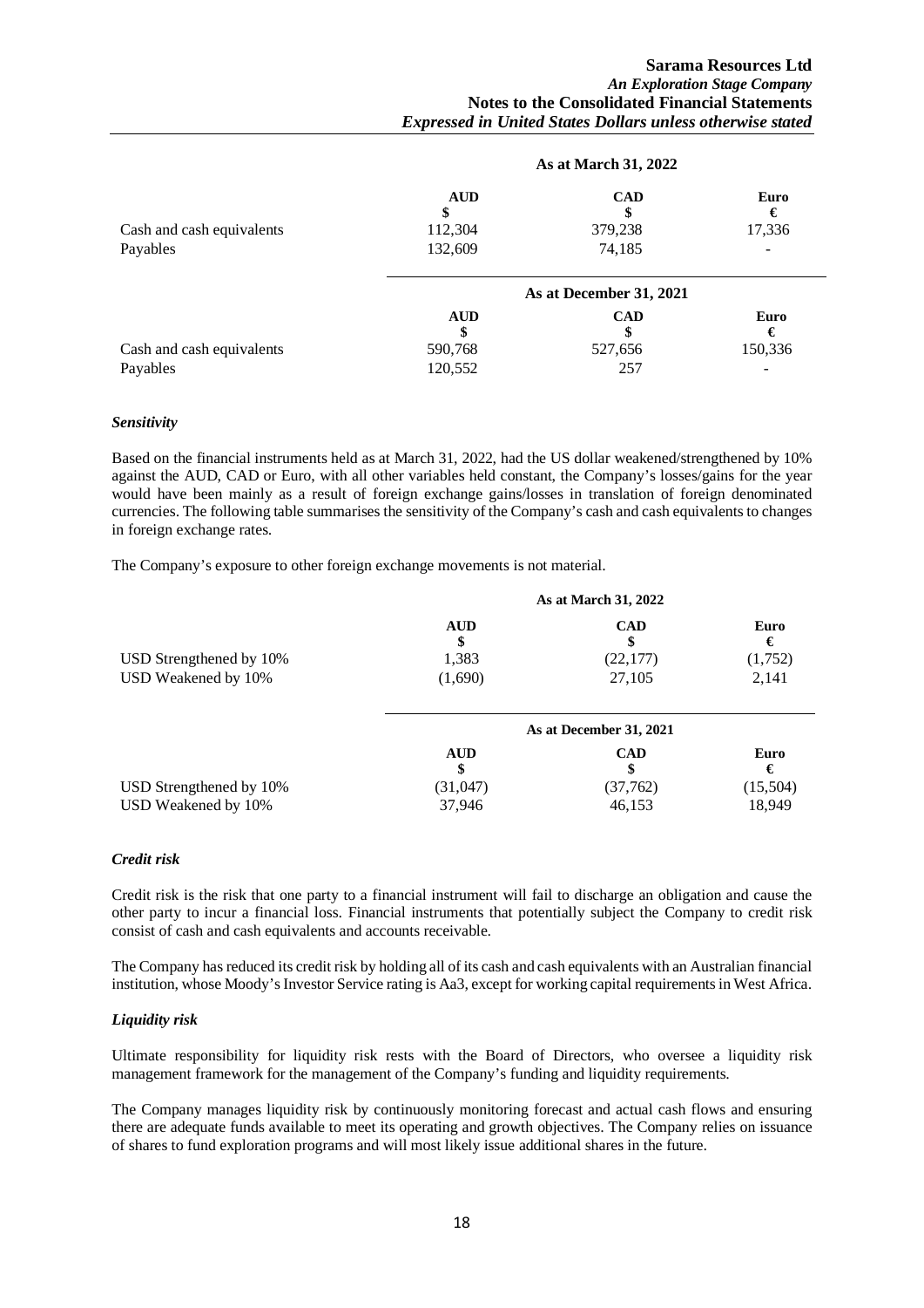| | As at March 31, 2022 | | |
|---|---|---|---|
| | AUD<br>$ | CAD<br>$ | Euro<br>€ |
| Cash and cash equivalents | 112,304 | 379,238 | 17,336 |
| Payables | 132,609 | 74,185 | - |

| | As at December 31, 2021 | | |
|---|---|---|---|
| | AUD<br>$ | CAD<br>$ | Euro<br>€ |
| Cash and cash equivalents | 590,768 | 527,656 | 150,336 |
| Payables | 120,552 | 257 | - |

***Sensitivity***

Based on the financial instruments held as at March 31, 2022, had the US dollar weakened/strengthened by 10% against the AUD, CAD or Euro, with all other variables held constant, the Company's losses/gains for the year would have been mainly as a result of foreign exchange gains/losses in translation of foreign denominated currencies. The following table summarises the sensitivity of the Company's cash and cash equivalents to changes in foreign exchange rates.

The Company's exposure to other foreign exchange movements is not material.

| | As at March 31, 2022 | | |
|---|---|---|---|
| | AUD<br>$ | CAD<br>$ | Euro<br>€ |
| USD Strengthened by 10% | 1,383 | (22,177) | (1,752) |
| USD Weakened by 10% | (1,690) | 27,105 | 2,141 |

| | As at December 31, 2021 | | |
|---|---|---|---|
| | AUD<br>$ | CAD<br>$ | Euro<br>€ |
| USD Strengthened by 10% | (31,047) | (37,762) | (15,504) |
| USD Weakened by 10% | 37,946 | 46,153 | 18,949 |

***Credit risk***

Credit risk is the risk that one party to a financial instrument will fail to discharge an obligation and cause the other party to incur a financial loss. Financial instruments that potentially subject the Company to credit risk consist of cash and cash equivalents and accounts receivable.

The Company has reduced its credit risk by holding all of its cash and cash equivalents with an Australian financial institution, whose Moody's Investor Service rating is Aa3, except for working capital requirements in West Africa.

***Liquidity risk***

Ultimate responsibility for liquidity risk rests with the Board of Directors, who oversee a liquidity risk management framework for the management of the Company's funding and liquidity requirements.

The Company manages liquidity risk by continuously monitoring forecast and actual cash flows and ensuring there are adequate funds available to meet its operating and growth objectives. The Company relies on issuance of shares to fund exploration programs and will most likely issue additional shares in the future.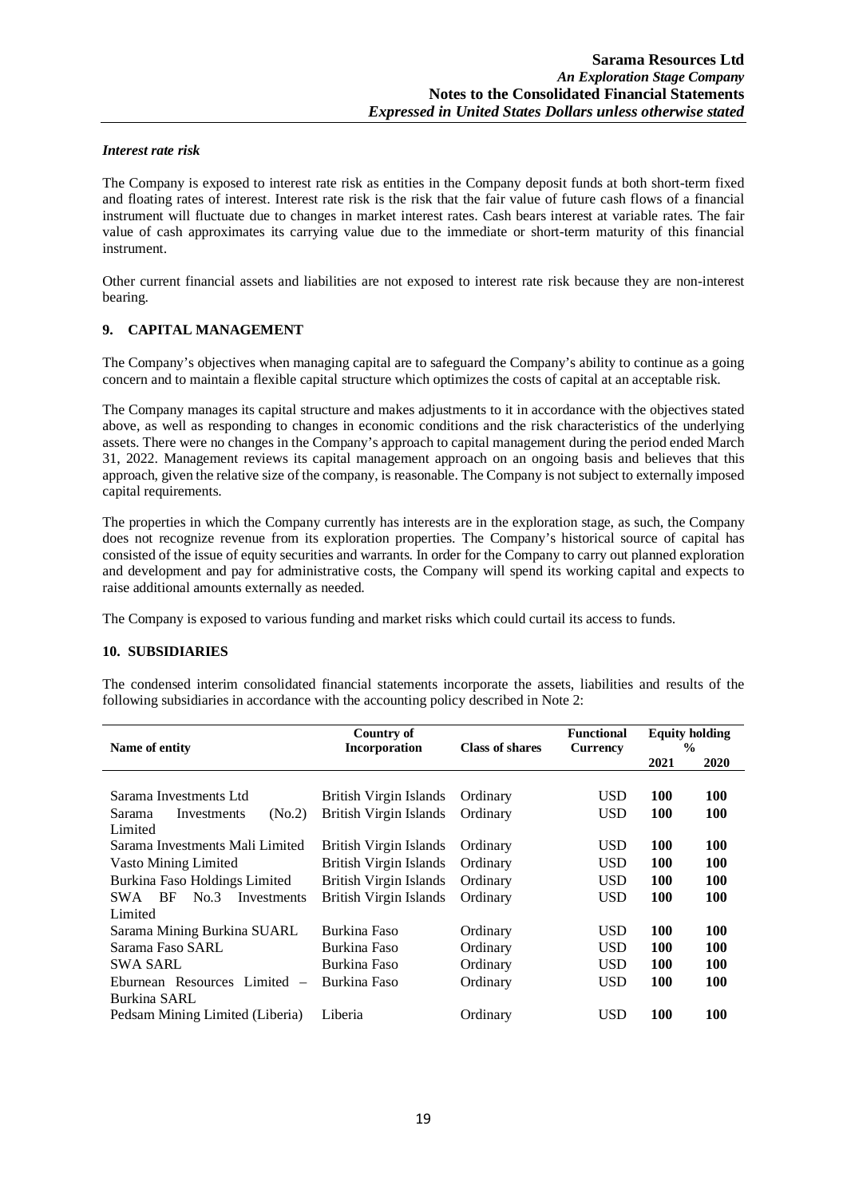*Interest rate risk*

The Company is exposed to interest rate risk as entities in the Company deposit funds at both short-term fixed and floating rates of interest. Interest rate risk is the risk that the fair value of future cash flows of a financial instrument will fluctuate due to changes in market interest rates. Cash bears interest at variable rates. The fair value of cash approximates its carrying value due to the immediate or short-term maturity of this financial instrument.

Other current financial assets and liabilities are not exposed to interest rate risk because they are non-interest bearing.

## 9. CAPITAL MANAGEMENT

The Company's objectives when managing capital are to safeguard the Company's ability to continue as a going concern and to maintain a flexible capital structure which optimizes the costs of capital at an acceptable risk.

The Company manages its capital structure and makes adjustments to it in accordance with the objectives stated above, as well as responding to changes in economic conditions and the risk characteristics of the underlying assets. There were no changes in the Company's approach to capital management during the period ended March 31, 2022. Management reviews its capital management approach on an ongoing basis and believes that this approach, given the relative size of the company, is reasonable. The Company is not subject to externally imposed capital requirements.

The properties in which the Company currently has interests are in the exploration stage, as such, the Company does not recognize revenue from its exploration properties. The Company's historical source of capital has consisted of the issue of equity securities and warrants. In order for the Company to carry out planned exploration and development and pay for administrative costs, the Company will spend its working capital and expects to raise additional amounts externally as needed.

The Company is exposed to various funding and market risks which could curtail its access to funds.

## 10. SUBSIDIARIES

The condensed interim consolidated financial statements incorporate the assets, liabilities and results of the following subsidiaries in accordance with the accounting policy described in Note 2:

| Name of entity | Country of Incorporation | Class of shares | Functional Currency | Equity holding % | |
|---|---|---|---|---|---|
| | | | | **2021** | **2020** |
| Sarama Investments Ltd | British Virgin Islands | Ordinary | USD | **100** | **100** |
| Sarama Investments (No.2) Limited | British Virgin Islands | Ordinary | USD | **100** | **100** |
| Sarama Investments Mali Limited | British Virgin Islands | Ordinary | USD | **100** | **100** |
| Vasto Mining Limited | British Virgin Islands | Ordinary | USD | **100** | **100** |
| Burkina Faso Holdings Limited | British Virgin Islands | Ordinary | USD | **100** | **100** |
| SWA BF No.3 Investments Limited | British Virgin Islands | Ordinary | USD | **100** | **100** |
| Sarama Mining Burkina SUARL | Burkina Faso | Ordinary | USD | **100** | **100** |
| Sarama Faso SARL | Burkina Faso | Ordinary | USD | **100** | **100** |
| SWA SARL | Burkina Faso | Ordinary | USD | **100** | **100** |
| Eburnean Resources Limited – Burkina SARL | Burkina Faso | Ordinary | USD | **100** | **100** |
| Pedsam Mining Limited (Liberia) | Liberia | Ordinary | USD | **100** | **100** |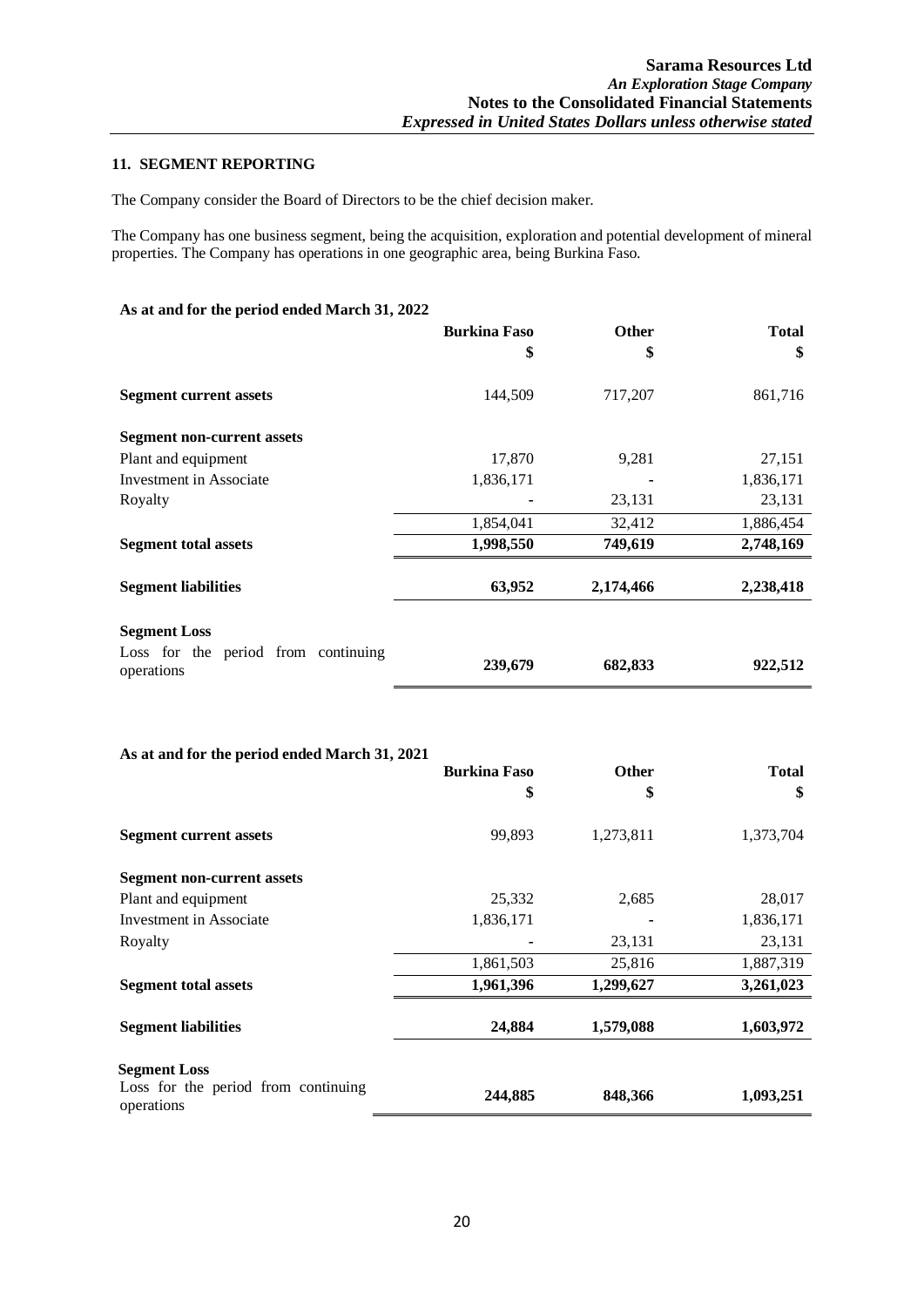## 11. SEGMENT REPORTING

The Company consider the Board of Directors to be the chief decision maker.

The Company has one business segment, being the acquisition, exploration and potential development of mineral properties. The Company has operations in one geographic area, being Burkina Faso.

**As at and for the period ended March 31, 2022**

| | Burkina Faso<br>$ | Other<br>$ | Total<br>$ |
|---|---|---|---|
| **Segment current assets** | 144,509 | 717,207 | 861,716 |
| **Segment non-current assets** | | | |
| Plant and equipment | 17,870 | 9,281 | 27,151 |
| Investment in Associate | 1,836,171 | - | 1,836,171 |
| Royalty | - | 23,131 | 23,131 |
| | 1,854,041 | 32,412 | 1,886,454 |
| **Segment total assets** | **1,998,550** | **749,619** | **2,748,169** |
| **Segment liabilities** | **63,952** | **2,174,466** | **2,238,418** |
| **Segment Loss** | | | |
| Loss for the period from continuing operations | **239,679** | **682,833** | **922,512** |

**As at and for the period ended March 31, 2021**

| | Burkina Faso<br>$ | Other<br>$ | Total<br>$ |
|---|---|---|---|
| **Segment current assets** | 99,893 | 1,273,811 | 1,373,704 |
| **Segment non-current assets** | | | |
| Plant and equipment | 25,332 | 2,685 | 28,017 |
| Investment in Associate | 1,836,171 | - | 1,836,171 |
| Royalty | - | 23,131 | 23,131 |
| | 1,861,503 | 25,816 | 1,887,319 |
| **Segment total assets** | **1,961,396** | **1,299,627** | **3,261,023** |
| **Segment liabilities** | **24,884** | **1,579,088** | **1,603,972** |
| **Segment Loss** | | | |
| Loss for the period from continuing operations | **244,885** | **848,366** | **1,093,251** |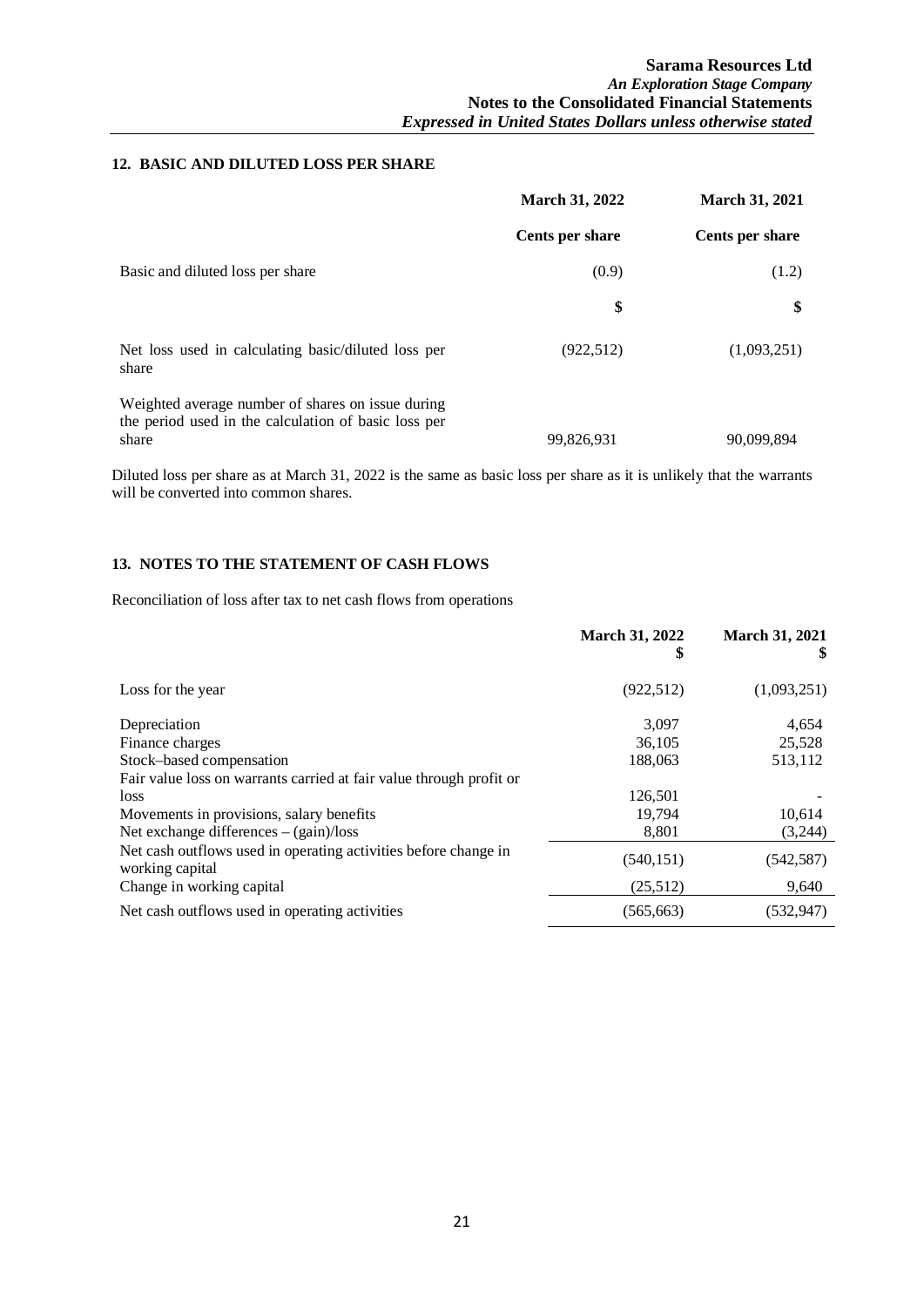## 12. BASIC AND DILUTED LOSS PER SHARE

| | March 31, 2022 | March 31, 2021 |
|---|---|---|
| | Cents per share | Cents per share |
| Basic and diluted loss per share | (0.9) | (1.2) |
| | $ | $ |
| Net loss used in calculating basic/diluted loss per share | (922,512) | (1,093,251) |
| Weighted average number of shares on issue during the period used in the calculation of basic loss per share | 99,826,931 | 90,099,894 |

Diluted loss per share as at March 31, 2022 is the same as basic loss per share as it is unlikely that the warrants will be converted into common shares.

## 13. NOTES TO THE STATEMENT OF CASH FLOWS

Reconciliation of loss after tax to net cash flows from operations

| | March 31, 2022 $ | March 31, 2021 $ |
|---|---|---|
| Loss for the year | (922,512) | (1,093,251) |
| Depreciation | 3,097 | 4,654 |
| Finance charges | 36,105 | 25,528 |
| Stock–based compensation | 188,063 | 513,112 |
| Fair value loss on warrants carried at fair value through profit or loss | 126,501 | - |
| Movements in provisions, salary benefits | 19,794 | 10,614 |
| Net exchange differences – (gain)/loss | 8,801 | (3,244) |
| Net cash outflows used in operating activities before change in working capital | (540,151) | (542,587) |
| Change in working capital | (25,512) | 9,640 |
| Net cash outflows used in operating activities | (565,663) | (532,947) |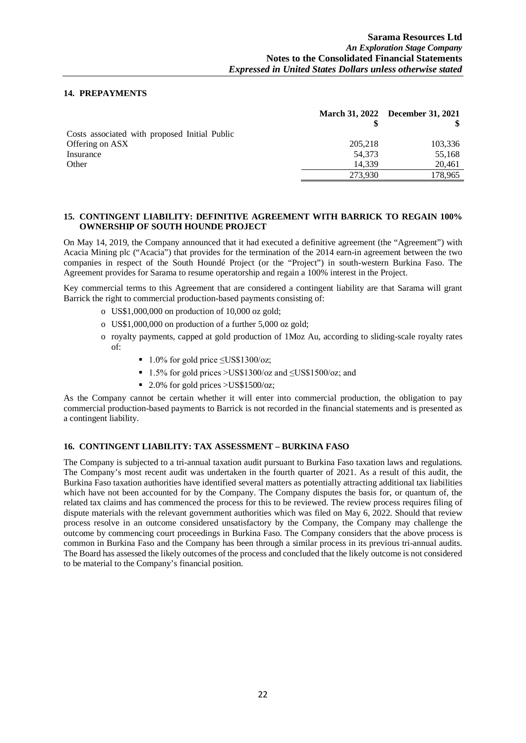## 14. PREPAYMENTS

| | March 31, 2022 $ | December 31, 2021 $ |
|---|---|---|
| Costs associated with proposed Initial Public Offering on ASX | 205,218 | 103,336 |
| Insurance | 54,373 | 55,168 |
| Other | 14,339 | 20,461 |
| | 273,930 | 178,965 |

## 15. CONTINGENT LIABILITY: DEFINITIVE AGREEMENT WITH BARRICK TO REGAIN 100% OWNERSHIP OF SOUTH HOUNDE PROJECT

On May 14, 2019, the Company announced that it had executed a definitive agreement (the "Agreement") with Acacia Mining plc ("Acacia") that provides for the termination of the 2014 earn-in agreement between the two companies in respect of the South Houndé Project (or the "Project") in south-western Burkina Faso. The Agreement provides for Sarama to resume operatorship and regain a 100% interest in the Project.

Key commercial terms to this Agreement that are considered a contingent liability are that Sarama will grant Barrick the right to commercial production-based payments consisting of:

- US$1,000,000 on production of 10,000 oz gold;
- US$1,000,000 on production of a further 5,000 oz gold;
- royalty payments, capped at gold production of 1Moz Au, according to sliding-scale royalty rates of:
  - 1.0% for gold price ≤US$1300/oz;
  - 1.5% for gold prices >US$1300/oz and ≤US$1500/oz; and
  - 2.0% for gold prices >US$1500/oz;

As the Company cannot be certain whether it will enter into commercial production, the obligation to pay commercial production-based payments to Barrick is not recorded in the financial statements and is presented as a contingent liability.

## 16. CONTINGENT LIABILITY: TAX ASSESSMENT – BURKINA FASO

The Company is subjected to a tri-annual taxation audit pursuant to Burkina Faso taxation laws and regulations. The Company's most recent audit was undertaken in the fourth quarter of 2021. As a result of this audit, the Burkina Faso taxation authorities have identified several matters as potentially attracting additional tax liabilities which have not been accounted for by the Company. The Company disputes the basis for, or quantum of, the related tax claims and has commenced the process for this to be reviewed. The review process requires filing of dispute materials with the relevant government authorities which was filed on May 6, 2022. Should that review process resolve in an outcome considered unsatisfactory by the Company, the Company may challenge the outcome by commencing court proceedings in Burkina Faso. The Company considers that the above process is common in Burkina Faso and the Company has been through a similar process in its previous tri-annual audits. The Board has assessed the likely outcomes of the process and concluded that the likely outcome is not considered to be material to the Company's financial position.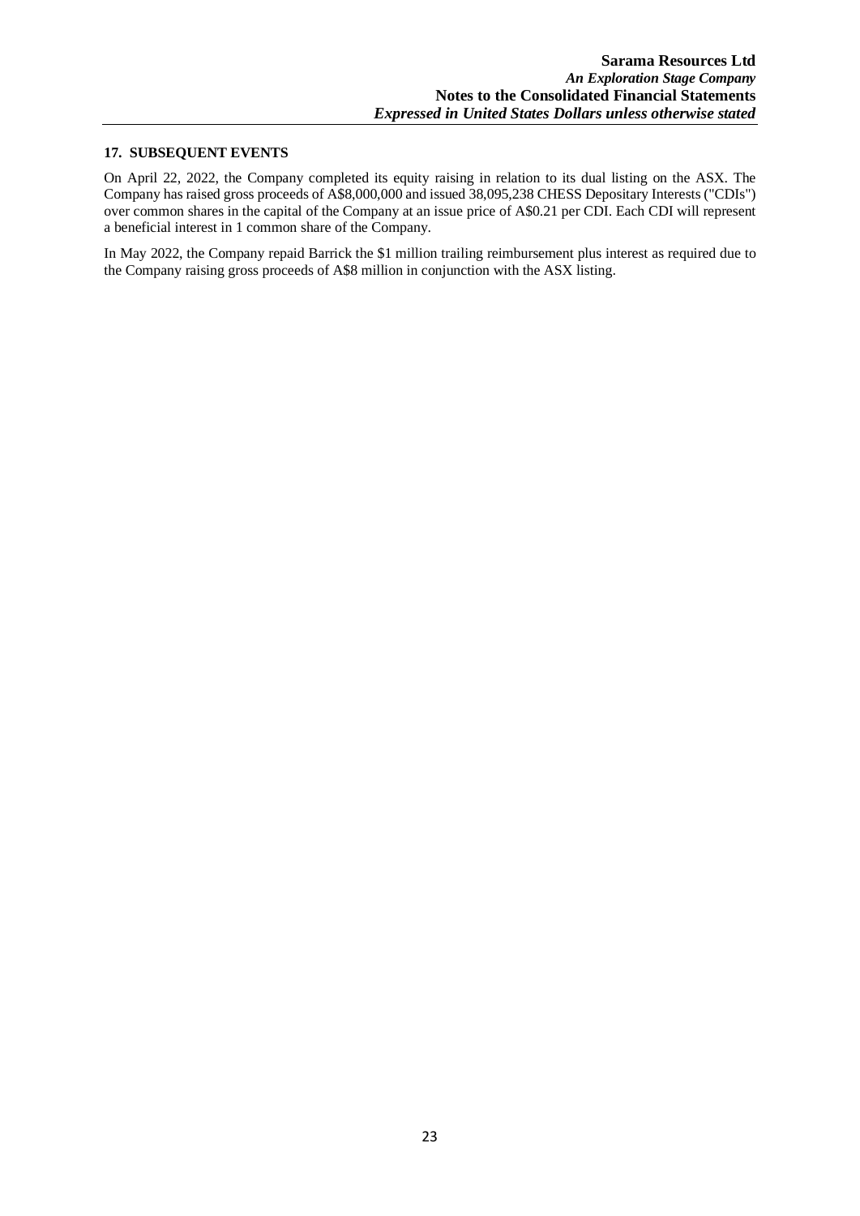## 17. SUBSEQUENT EVENTS

On April 22, 2022, the Company completed its equity raising in relation to its dual listing on the ASX. The Company has raised gross proceeds of A$8,000,000 and issued 38,095,238 CHESS Depositary Interests ("CDIs") over common shares in the capital of the Company at an issue price of A$0.21 per CDI. Each CDI will represent a beneficial interest in 1 common share of the Company.

In May 2022, the Company repaid Barrick the $1 million trailing reimbursement plus interest as required due to the Company raising gross proceeds of A$8 million in conjunction with the ASX listing.